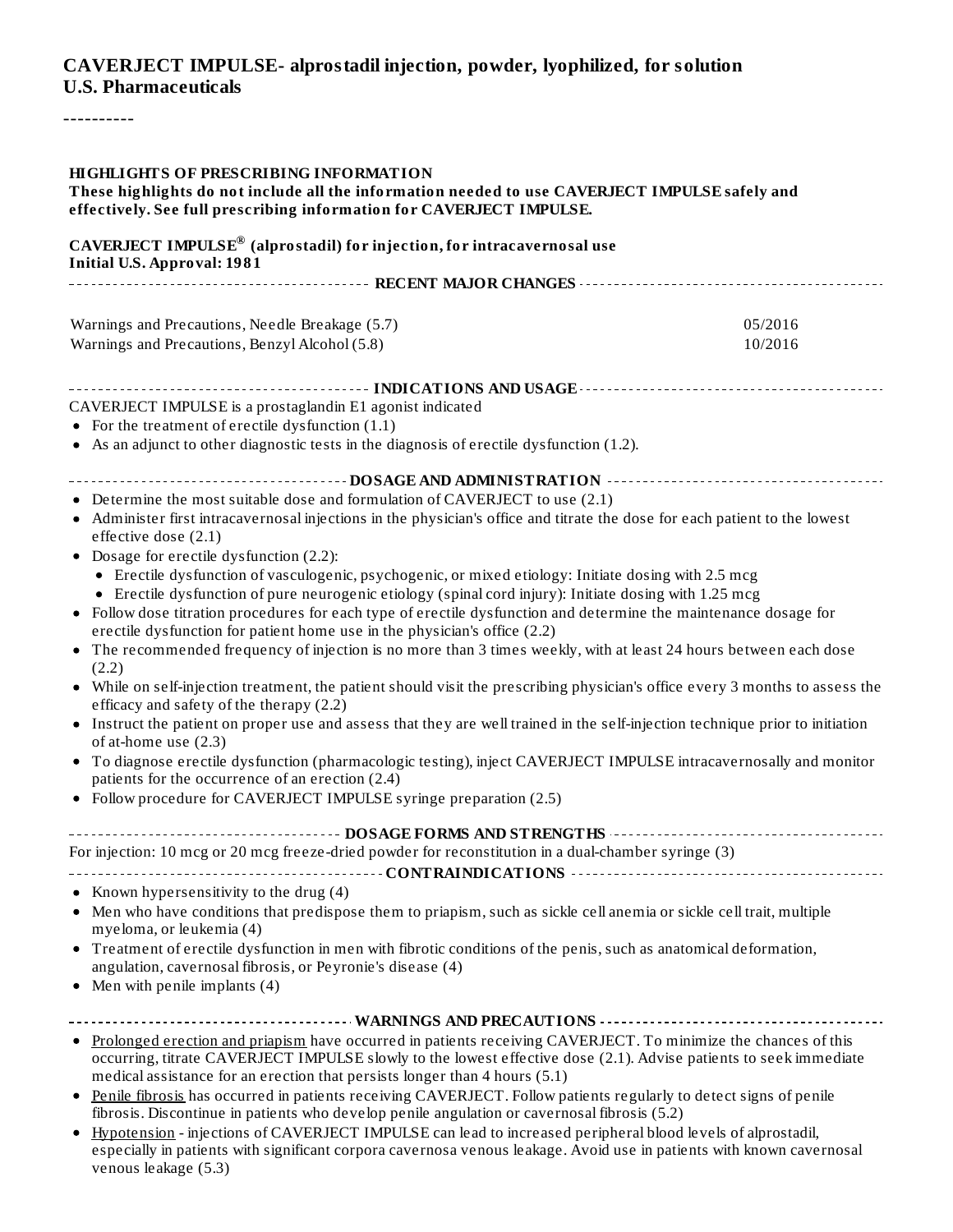# CAVERJECT IMPULSE- alprostadil injection, powder, lyophilized, for solution
**U.S. Pharmaceuticals**

----------

**HIGHLIGHTS OF PRESCRIBING INFORMATION**
**These highlights do not include all the information needed to use CAVERJECT IMPULSE safely and effectively. See full prescribing information for CAVERJECT IMPULSE.**

**CAVERJECT IMPULSE® (alprostadil) for injection, for intracavernosal use**
**Initial U.S. Approval: 1981**

## RECENT MAJOR CHANGES

| | |
|---|---|
| Warnings and Precautions, Needle Breakage (5.7) | 05/2016 |
| Warnings and Precautions, Benzyl Alcohol (5.8) | 10/2016 |

## INDICATIONS AND USAGE

CAVERJECT IMPULSE is a prostaglandin E1 agonist indicated

- For the treatment of erectile dysfunction (1.1)
- As an adjunct to other diagnostic tests in the diagnosis of erectile dysfunction (1.2).

## DOSAGE AND ADMINISTRATION

- Determine the most suitable dose and formulation of CAVERJECT to use (2.1)
- Administer first intracavernosal injections in the physician's office and titrate the dose for each patient to the lowest effective dose (2.1)
- Dosage for erectile dysfunction (2.2):
  - Erectile dysfunction of vasculogenic, psychogenic, or mixed etiology: Initiate dosing with 2.5 mcg
  - Erectile dysfunction of pure neurogenic etiology (spinal cord injury): Initiate dosing with 1.25 mcg
- Follow dose titration procedures for each type of erectile dysfunction and determine the maintenance dosage for erectile dysfunction for patient home use in the physician's office (2.2)
- The recommended frequency of injection is no more than 3 times weekly, with at least 24 hours between each dose (2.2)
- While on self-injection treatment, the patient should visit the prescribing physician's office every 3 months to assess the efficacy and safety of the therapy (2.2)
- Instruct the patient on proper use and assess that they are well trained in the self-injection technique prior to initiation of at-home use (2.3)
- To diagnose erectile dysfunction (pharmacologic testing), inject CAVERJECT IMPULSE intracavernosally and monitor patients for the occurrence of an erection (2.4)
- Follow procedure for CAVERJECT IMPULSE syringe preparation (2.5)

## DOSAGE FORMS AND STRENGTHS

For injection: 10 mcg or 20 mcg freeze-dried powder for reconstitution in a dual-chamber syringe (3)

## CONTRAINDICATIONS

- Known hypersensitivity to the drug (4)
- Men who have conditions that predispose them to priapism, such as sickle cell anemia or sickle cell trait, multiple myeloma, or leukemia (4)
- Treatment of erectile dysfunction in men with fibrotic conditions of the penis, such as anatomical deformation, angulation, cavernosal fibrosis, or Peyronie's disease (4)
- Men with penile implants (4)

## WARNINGS AND PRECAUTIONS

- Prolonged erection and priapism have occurred in patients receiving CAVERJECT. To minimize the chances of this occurring, titrate CAVERJECT IMPULSE slowly to the lowest effective dose (2.1). Advise patients to seek immediate medical assistance for an erection that persists longer than 4 hours (5.1)
- Penile fibrosis has occurred in patients receiving CAVERJECT. Follow patients regularly to detect signs of penile fibrosis. Discontinue in patients who develop penile angulation or cavernosal fibrosis (5.2)
- Hypotension - injections of CAVERJECT IMPULSE can lead to increased peripheral blood levels of alprostadil, especially in patients with significant corpora cavernosa venous leakage. Avoid use in patients with known cavernosal venous leakage (5.3)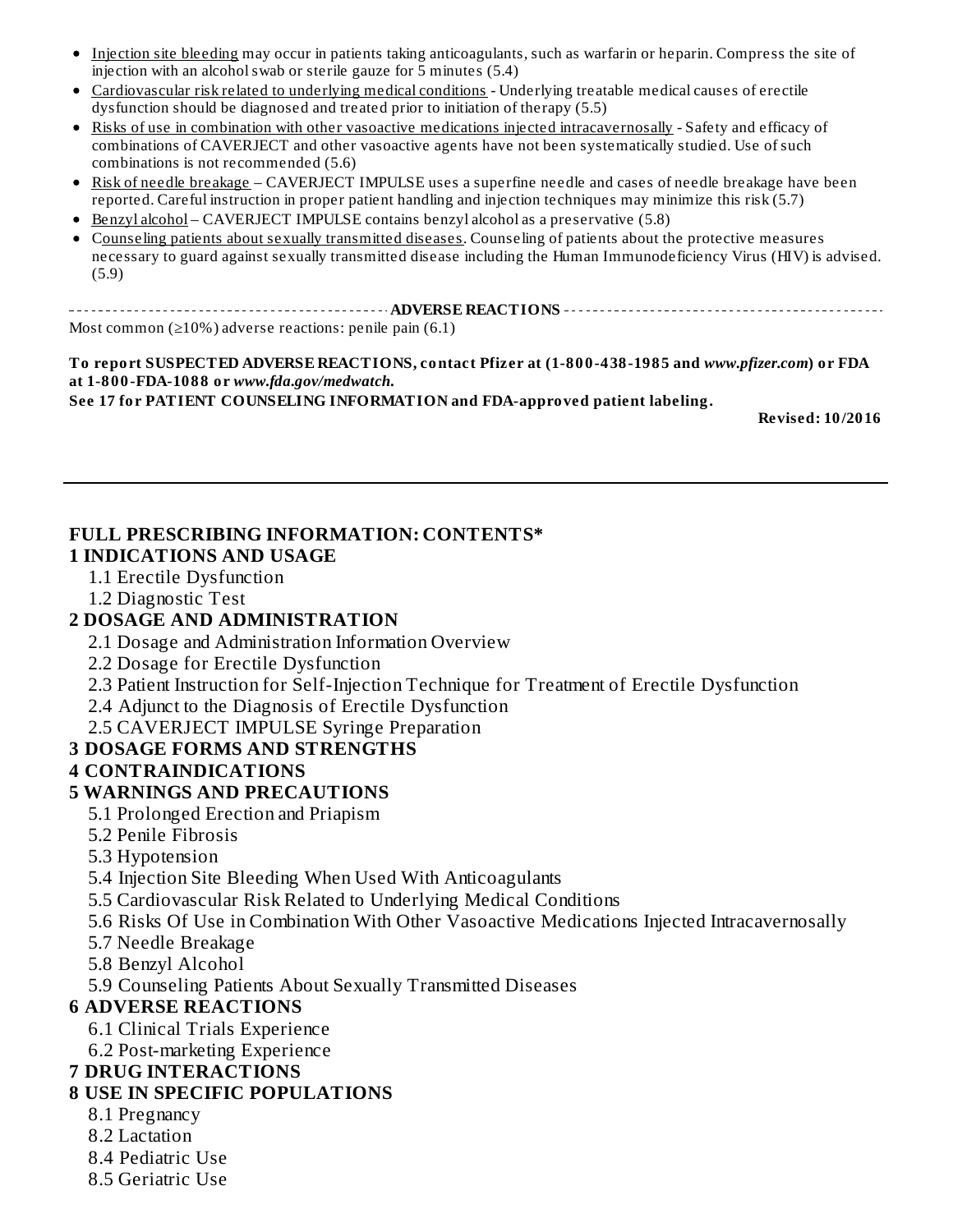- Injection site bleeding may occur in patients taking anticoagulants, such as warfarin or heparin. Compress the site of injection with an alcohol swab or sterile gauze for 5 minutes (5.4)
- Cardiovascular risk related to underlying medical conditions - Underlying treatable medical causes of erectile dysfunction should be diagnosed and treated prior to initiation of therapy (5.5)
- Risks of use in combination with other vasoactive medications injected intracavernosally - Safety and efficacy of combinations of CAVERJECT and other vasoactive agents have not been systematically studied. Use of such combinations is not recommended (5.6)
- Risk of needle breakage – CAVERJECT IMPULSE uses a superfine needle and cases of needle breakage have been reported. Careful instruction in proper patient handling and injection techniques may minimize this risk (5.7)
- Benzyl alcohol – CAVERJECT IMPULSE contains benzyl alcohol as a preservative (5.8)
- Counseling patients about sexually transmitted diseases. Counseling of patients about the protective measures necessary to guard against sexually transmitted disease including the Human Immunodeficiency Virus (HIV) is advised. (5.9)

**ADVERSE REACTIONS**

Most common (≥10%) adverse reactions: penile pain (6.1)

**To report SUSPECTED ADVERSE REACTIONS, contact Pfizer at (1-800-438-1985 and *www.pfizer.com*) or FDA at 1-800-FDA-1088 or *www.fda.gov/medwatch.***

**See 17 for PATIENT COUNSELING INFORMATION and FDA-approved patient labeling.**

**Revised: 10/2016**

---

## FULL PRESCRIBING INFORMATION: CONTENTS*

**1 INDICATIONS AND USAGE**

- 1.1 Erectile Dysfunction
- 1.2 Diagnostic Test

**2 DOSAGE AND ADMINISTRATION**

- 2.1 Dosage and Administration Information Overview
- 2.2 Dosage for Erectile Dysfunction
- 2.3 Patient Instruction for Self-Injection Technique for Treatment of Erectile Dysfunction
- 2.4 Adjunct to the Diagnosis of Erectile Dysfunction
- 2.5 CAVERJECT IMPULSE Syringe Preparation

**3 DOSAGE FORMS AND STRENGTHS**

**4 CONTRAINDICATIONS**

**5 WARNINGS AND PRECAUTIONS**

- 5.1 Prolonged Erection and Priapism
- 5.2 Penile Fibrosis
- 5.3 Hypotension
- 5.4 Injection Site Bleeding When Used With Anticoagulants
- 5.5 Cardiovascular Risk Related to Underlying Medical Conditions
- 5.6 Risks Of Use in Combination With Other Vasoactive Medications Injected Intracavernosally
- 5.7 Needle Breakage
- 5.8 Benzyl Alcohol
- 5.9 Counseling Patients About Sexually Transmitted Diseases

**6 ADVERSE REACTIONS**

- 6.1 Clinical Trials Experience
- 6.2 Post-marketing Experience

**7 DRUG INTERACTIONS**

**8 USE IN SPECIFIC POPULATIONS**

- 8.1 Pregnancy
- 8.2 Lactation
- 8.4 Pediatric Use
- 8.5 Geriatric Use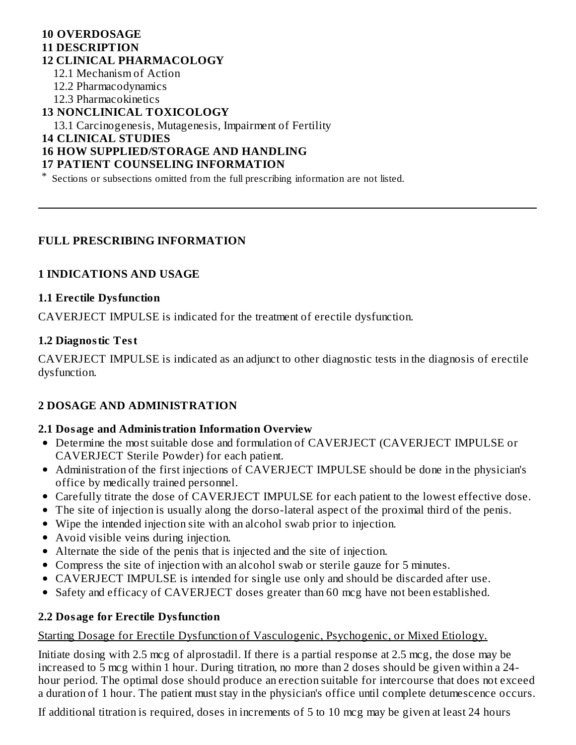**10 OVERDOSAGE**
**11 DESCRIPTION**
**12 CLINICAL PHARMACOLOGY**
12.1 Mechanism of Action
12.2 Pharmacodynamics
12.3 Pharmacokinetics
**13 NONCLINICAL TOXICOLOGY**
13.1 Carcinogenesis, Mutagenesis, Impairment of Fertility
**14 CLINICAL STUDIES**
**16 HOW SUPPLIED/STORAGE AND HANDLING**
**17 PATIENT COUNSELING INFORMATION**

\* Sections or subsections omitted from the full prescribing information are not listed.

---

## FULL PRESCRIBING INFORMATION

## 1 INDICATIONS AND USAGE

### 1.1 Erectile Dysfunction

CAVERJECT IMPULSE is indicated for the treatment of erectile dysfunction.

### 1.2 Diagnostic Test

CAVERJECT IMPULSE is indicated as an adjunct to other diagnostic tests in the diagnosis of erectile dysfunction.

## 2 DOSAGE AND ADMINISTRATION

### 2.1 Dosage and Administration Information Overview

- Determine the most suitable dose and formulation of CAVERJECT (CAVERJECT IMPULSE or CAVERJECT Sterile Powder) for each patient.
- Administration of the first injections of CAVERJECT IMPULSE should be done in the physician's office by medically trained personnel.
- Carefully titrate the dose of CAVERJECT IMPULSE for each patient to the lowest effective dose.
- The site of injection is usually along the dorso-lateral aspect of the proximal third of the penis.
- Wipe the intended injection site with an alcohol swab prior to injection.
- Avoid visible veins during injection.
- Alternate the side of the penis that is injected and the site of injection.
- Compress the site of injection with an alcohol swab or sterile gauze for 5 minutes.
- CAVERJECT IMPULSE is intended for single use only and should be discarded after use.
- Safety and efficacy of CAVERJECT doses greater than 60 mcg have not been established.

### 2.2 Dosage for Erectile Dysfunction

<u>Starting Dosage for Erectile Dysfunction of Vasculogenic, Psychogenic, or Mixed Etiology.</u>

Initiate dosing with 2.5 mcg of alprostadil. If there is a partial response at 2.5 mcg, the dose may be increased to 5 mcg within 1 hour. During titration, no more than 2 doses should be given within a 24-hour period. The optimal dose should produce an erection suitable for intercourse that does not exceed a duration of 1 hour. The patient must stay in the physician's office until complete detumescence occurs.

If additional titration is required, doses in increments of 5 to 10 mcg may be given at least 24 hours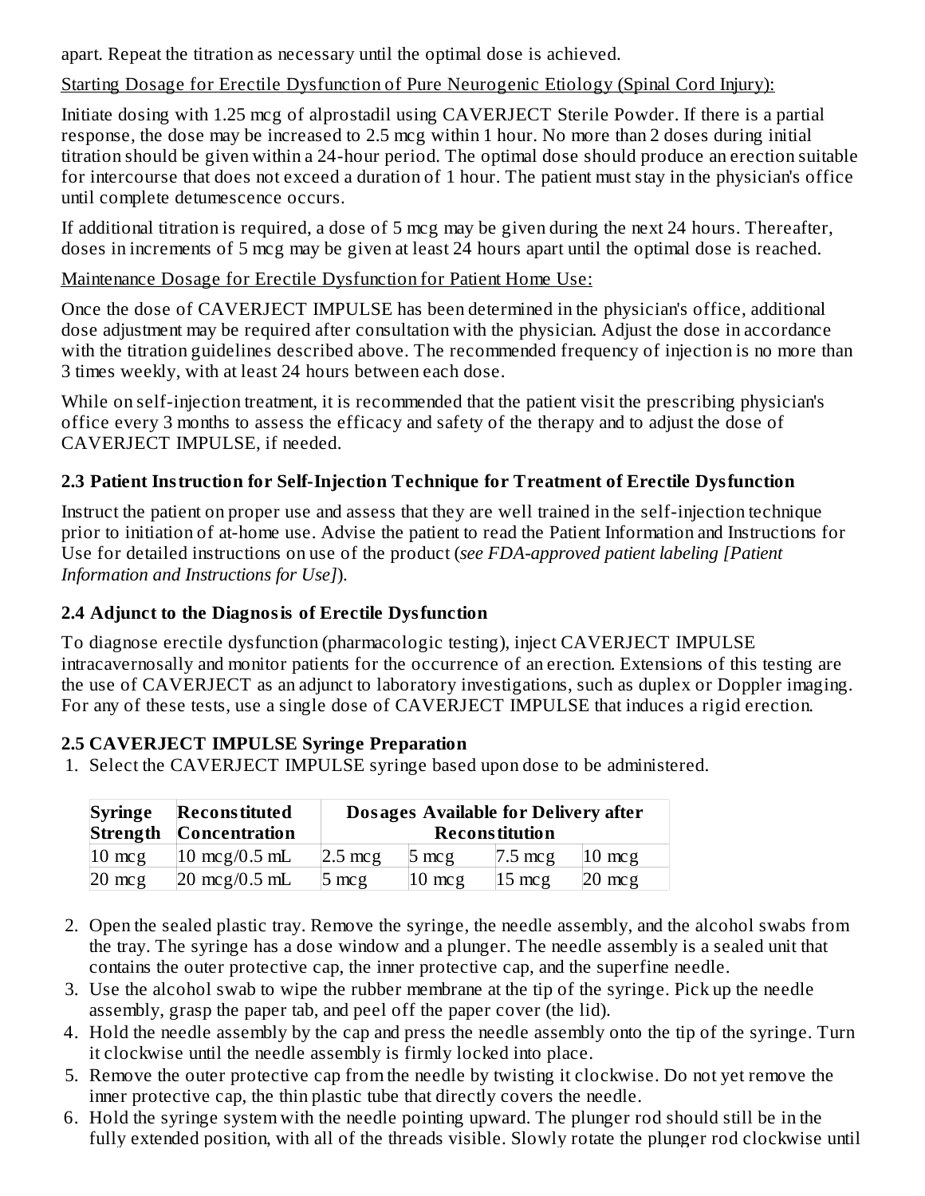apart. Repeat the titration as necessary until the optimal dose is achieved.

Starting Dosage for Erectile Dysfunction of Pure Neurogenic Etiology (Spinal Cord Injury):

Initiate dosing with 1.25 mcg of alprostadil using CAVERJECT Sterile Powder. If there is a partial response, the dose may be increased to 2.5 mcg within 1 hour. No more than 2 doses during initial titration should be given within a 24-hour period. The optimal dose should produce an erection suitable for intercourse that does not exceed a duration of 1 hour. The patient must stay in the physician's office until complete detumescence occurs.

If additional titration is required, a dose of 5 mcg may be given during the next 24 hours. Thereafter, doses in increments of 5 mcg may be given at least 24 hours apart until the optimal dose is reached.

Maintenance Dosage for Erectile Dysfunction for Patient Home Use:

Once the dose of CAVERJECT IMPULSE has been determined in the physician's office, additional dose adjustment may be required after consultation with the physician. Adjust the dose in accordance with the titration guidelines described above. The recommended frequency of injection is no more than 3 times weekly, with at least 24 hours between each dose.

While on self-injection treatment, it is recommended that the patient visit the prescribing physician's office every 3 months to assess the efficacy and safety of the therapy and to adjust the dose of CAVERJECT IMPULSE, if needed.

### 2.3 Patient Instruction for Self-Injection Technique for Treatment of Erectile Dysfunction

Instruct the patient on proper use and assess that they are well trained in the self-injection technique prior to initiation of at-home use. Advise the patient to read the Patient Information and Instructions for Use for detailed instructions on use of the product (*see FDA-approved patient labeling [Patient Information and Instructions for Use]*).

### 2.4 Adjunct to the Diagnosis of Erectile Dysfunction

To diagnose erectile dysfunction (pharmacologic testing), inject CAVERJECT IMPULSE intracavernosally and monitor patients for the occurrence of an erection. Extensions of this testing are the use of CAVERJECT as an adjunct to laboratory investigations, such as duplex or Doppler imaging. For any of these tests, use a single dose of CAVERJECT IMPULSE that induces a rigid erection.

### 2.5 CAVERJECT IMPULSE Syringe Preparation

1. Select the CAVERJECT IMPULSE syringe based upon dose to be administered.

| Syringe Strength | Reconstituted Concentration | Dosages Available for Delivery after Reconstitution | | | |
|---|---|---|---|---|---|
| 10 mcg | 10 mcg/0.5 mL | 2.5 mcg | 5 mcg | 7.5 mcg | 10 mcg |
| 20 mcg | 20 mcg/0.5 mL | 5 mcg | 10 mcg | 15 mcg | 20 mcg |

2. Open the sealed plastic tray. Remove the syringe, the needle assembly, and the alcohol swabs from the tray. The syringe has a dose window and a plunger. The needle assembly is a sealed unit that contains the outer protective cap, the inner protective cap, and the superfine needle.
3. Use the alcohol swab to wipe the rubber membrane at the tip of the syringe. Pick up the needle assembly, grasp the paper tab, and peel off the paper cover (the lid).
4. Hold the needle assembly by the cap and press the needle assembly onto the tip of the syringe. Turn it clockwise until the needle assembly is firmly locked into place.
5. Remove the outer protective cap from the needle by twisting it clockwise. Do not yet remove the inner protective cap, the thin plastic tube that directly covers the needle.
6. Hold the syringe system with the needle pointing upward. The plunger rod should still be in the fully extended position, with all of the threads visible. Slowly rotate the plunger rod clockwise until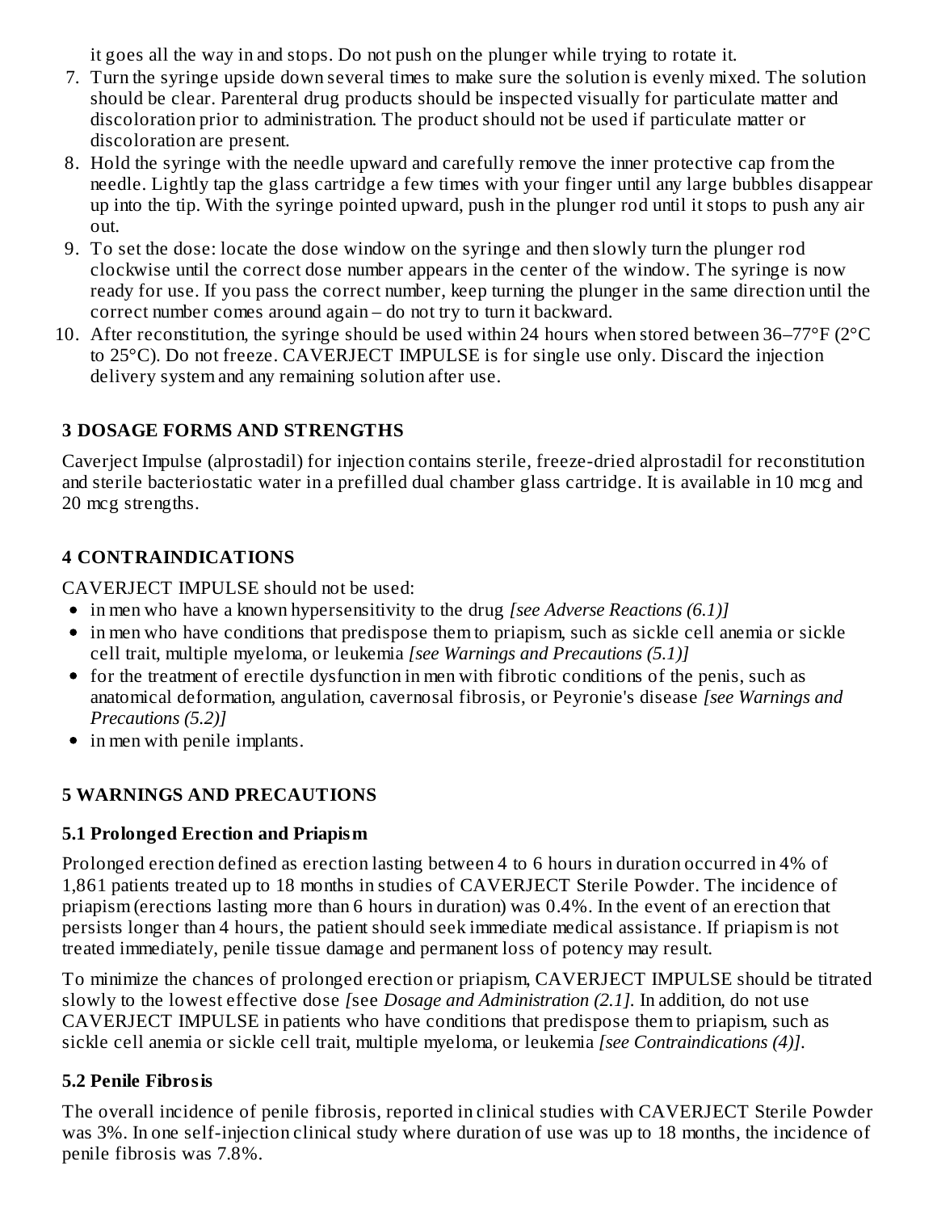it goes all the way in and stops. Do not push on the plunger while trying to rotate it.

7. Turn the syringe upside down several times to make sure the solution is evenly mixed. The solution should be clear. Parenteral drug products should be inspected visually for particulate matter and discoloration prior to administration. The product should not be used if particulate matter or discoloration are present.
8. Hold the syringe with the needle upward and carefully remove the inner protective cap from the needle. Lightly tap the glass cartridge a few times with your finger until any large bubbles disappear up into the tip. With the syringe pointed upward, push in the plunger rod until it stops to push any air out.
9. To set the dose: locate the dose window on the syringe and then slowly turn the plunger rod clockwise until the correct dose number appears in the center of the window. The syringe is now ready for use. If you pass the correct number, keep turning the plunger in the same direction until the correct number comes around again – do not try to turn it backward.
10. After reconstitution, the syringe should be used within 24 hours when stored between 36–77°F (2°C to 25°C). Do not freeze. CAVERJECT IMPULSE is for single use only. Discard the injection delivery system and any remaining solution after use.

## 3 DOSAGE FORMS AND STRENGTHS

Caverject Impulse (alprostadil) for injection contains sterile, freeze-dried alprostadil for reconstitution and sterile bacteriostatic water in a prefilled dual chamber glass cartridge. It is available in 10 mcg and 20 mcg strengths.

## 4 CONTRAINDICATIONS

CAVERJECT IMPULSE should not be used:

- in men who have a known hypersensitivity to the drug *[see Adverse Reactions (6.1)]*
- in men who have conditions that predispose them to priapism, such as sickle cell anemia or sickle cell trait, multiple myeloma, or leukemia *[see Warnings and Precautions (5.1)]*
- for the treatment of erectile dysfunction in men with fibrotic conditions of the penis, such as anatomical deformation, angulation, cavernosal fibrosis, or Peyronie's disease *[see Warnings and Precautions (5.2)]*
- in men with penile implants.

## 5 WARNINGS AND PRECAUTIONS

### 5.1 Prolonged Erection and Priapism

Prolonged erection defined as erection lasting between 4 to 6 hours in duration occurred in 4% of 1,861 patients treated up to 18 months in studies of CAVERJECT Sterile Powder. The incidence of priapism (erections lasting more than 6 hours in duration) was 0.4%. In the event of an erection that persists longer than 4 hours, the patient should seek immediate medical assistance. If priapism is not treated immediately, penile tissue damage and permanent loss of potency may result.

To minimize the chances of prolonged erection or priapism, CAVERJECT IMPULSE should be titrated slowly to the lowest effective dose *[see Dosage and Administration (2.1].* In addition, do not use CAVERJECT IMPULSE in patients who have conditions that predispose them to priapism, such as sickle cell anemia or sickle cell trait, multiple myeloma, or leukemia *[see Contraindications (4)].*

### 5.2 Penile Fibrosis

The overall incidence of penile fibrosis, reported in clinical studies with CAVERJECT Sterile Powder was 3%. In one self-injection clinical study where duration of use was up to 18 months, the incidence of penile fibrosis was 7.8%.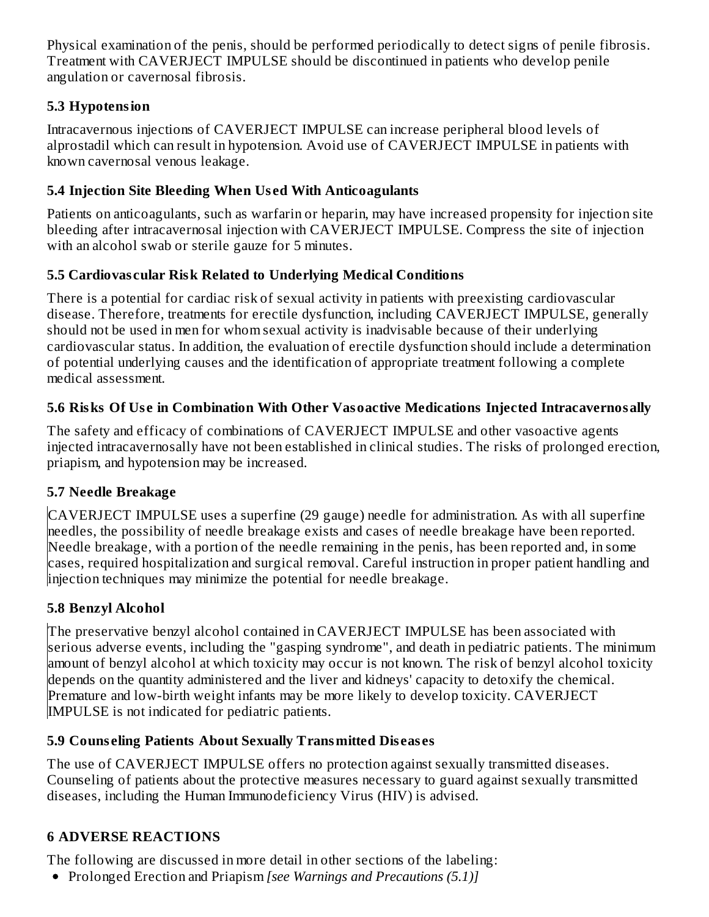Physical examination of the penis, should be performed periodically to detect signs of penile fibrosis. Treatment with CAVERJECT IMPULSE should be discontinued in patients who develop penile angulation or cavernosal fibrosis.

### 5.3 Hypotension

Intracavernous injections of CAVERJECT IMPULSE can increase peripheral blood levels of alprostadil which can result in hypotension. Avoid use of CAVERJECT IMPULSE in patients with known cavernosal venous leakage.

### 5.4 Injection Site Bleeding When Used With Anticoagulants

Patients on anticoagulants, such as warfarin or heparin, may have increased propensity for injection site bleeding after intracavernosal injection with CAVERJECT IMPULSE. Compress the site of injection with an alcohol swab or sterile gauze for 5 minutes.

### 5.5 Cardiovascular Risk Related to Underlying Medical Conditions

There is a potential for cardiac risk of sexual activity in patients with preexisting cardiovascular disease. Therefore, treatments for erectile dysfunction, including CAVERJECT IMPULSE, generally should not be used in men for whom sexual activity is inadvisable because of their underlying cardiovascular status. In addition, the evaluation of erectile dysfunction should include a determination of potential underlying causes and the identification of appropriate treatment following a complete medical assessment.

### 5.6 Risks Of Use in Combination With Other Vasoactive Medications Injected Intracavernosally

The safety and efficacy of combinations of CAVERJECT IMPULSE and other vasoactive agents injected intracavernosally have not been established in clinical studies. The risks of prolonged erection, priapism, and hypotension may be increased.

### 5.7 Needle Breakage

CAVERJECT IMPULSE uses a superfine (29 gauge) needle for administration. As with all superfine needles, the possibility of needle breakage exists and cases of needle breakage have been reported. Needle breakage, with a portion of the needle remaining in the penis, has been reported and, in some cases, required hospitalization and surgical removal. Careful instruction in proper patient handling and injection techniques may minimize the potential for needle breakage.

### 5.8 Benzyl Alcohol

The preservative benzyl alcohol contained in CAVERJECT IMPULSE has been associated with serious adverse events, including the "gasping syndrome", and death in pediatric patients. The minimum amount of benzyl alcohol at which toxicity may occur is not known. The risk of benzyl alcohol toxicity depends on the quantity administered and the liver and kidneys' capacity to detoxify the chemical. Premature and low-birth weight infants may be more likely to develop toxicity. CAVERJECT IMPULSE is not indicated for pediatric patients.

### 5.9 Counseling Patients About Sexually Transmitted Diseases

The use of CAVERJECT IMPULSE offers no protection against sexually transmitted diseases. Counseling of patients about the protective measures necessary to guard against sexually transmitted diseases, including the Human Immunodeficiency Virus (HIV) is advised.

## 6 ADVERSE REACTIONS

The following are discussed in more detail in other sections of the labeling:

- Prolonged Erection and Priapism *[see Warnings and Precautions (5.1)]*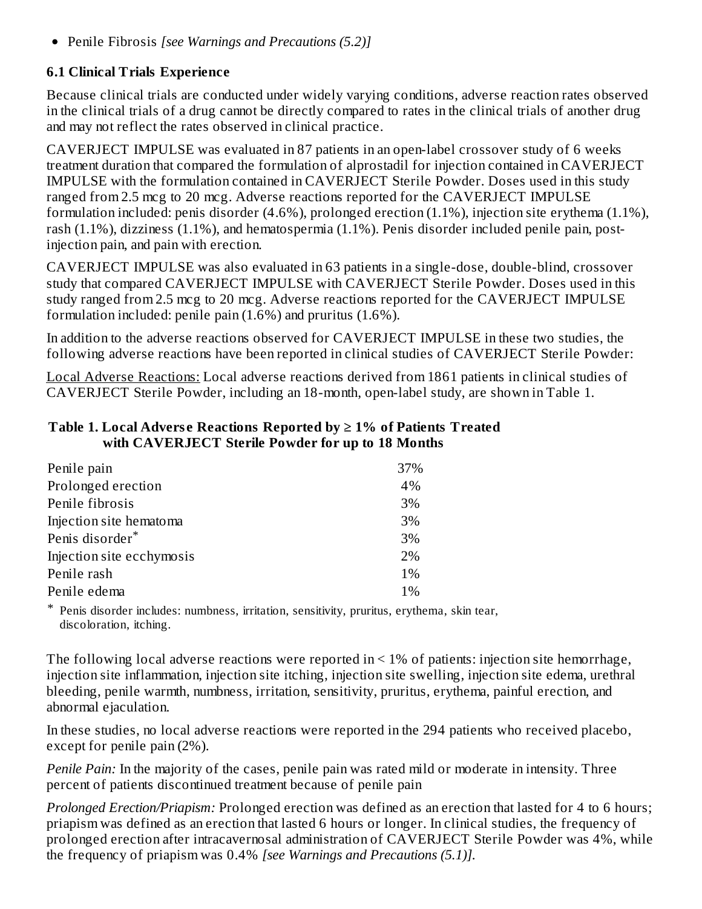- Penile Fibrosis *[see Warnings and Precautions (5.2)]*

### 6.1 Clinical Trials Experience

Because clinical trials are conducted under widely varying conditions, adverse reaction rates observed in the clinical trials of a drug cannot be directly compared to rates in the clinical trials of another drug and may not reflect the rates observed in clinical practice.

CAVERJECT IMPULSE was evaluated in 87 patients in an open-label crossover study of 6 weeks treatment duration that compared the formulation of alprostadil for injection contained in CAVERJECT IMPULSE with the formulation contained in CAVERJECT Sterile Powder. Doses used in this study ranged from 2.5 mcg to 20 mcg. Adverse reactions reported for the CAVERJECT IMPULSE formulation included: penis disorder (4.6%), prolonged erection (1.1%), injection site erythema (1.1%), rash (1.1%), dizziness (1.1%), and hematospermia (1.1%). Penis disorder included penile pain, post-injection pain, and pain with erection.

CAVERJECT IMPULSE was also evaluated in 63 patients in a single-dose, double-blind, crossover study that compared CAVERJECT IMPULSE with CAVERJECT Sterile Powder. Doses used in this study ranged from 2.5 mcg to 20 mcg. Adverse reactions reported for the CAVERJECT IMPULSE formulation included: penile pain (1.6%) and pruritus (1.6%).

In addition to the adverse reactions observed for CAVERJECT IMPULSE in these two studies, the following adverse reactions have been reported in clinical studies of CAVERJECT Sterile Powder:

Local Adverse Reactions: Local adverse reactions derived from 1861 patients in clinical studies of CAVERJECT Sterile Powder, including an 18-month, open-label study, are shown in Table 1.

**Table 1. Local Adverse Reactions Reported by ≥ 1% of Patients Treated with CAVERJECT Sterile Powder for up to 18 Months**

| | |
|---|---|
| Penile pain | 37% |
| Prolonged erection | 4% |
| Penile fibrosis | 3% |
| Injection site hematoma | 3% |
| Penis disorder* | 3% |
| Injection site ecchymosis | 2% |
| Penile rash | 1% |
| Penile edema | 1% |

\* Penis disorder includes: numbness, irritation, sensitivity, pruritus, erythema, skin tear, discoloration, itching.

The following local adverse reactions were reported in < 1% of patients: injection site hemorrhage, injection site inflammation, injection site itching, injection site swelling, injection site edema, urethral bleeding, penile warmth, numbness, irritation, sensitivity, pruritus, erythema, painful erection, and abnormal ejaculation.

In these studies, no local adverse reactions were reported in the 294 patients who received placebo, except for penile pain (2%).

*Penile Pain:* In the majority of the cases, penile pain was rated mild or moderate in intensity. Three percent of patients discontinued treatment because of penile pain

*Prolonged Erection/Priapism:* Prolonged erection was defined as an erection that lasted for 4 to 6 hours; priapism was defined as an erection that lasted 6 hours or longer. In clinical studies, the frequency of prolonged erection after intracavernosal administration of CAVERJECT Sterile Powder was 4%, while the frequency of priapism was 0.4% *[see Warnings and Precautions (5.1)]*.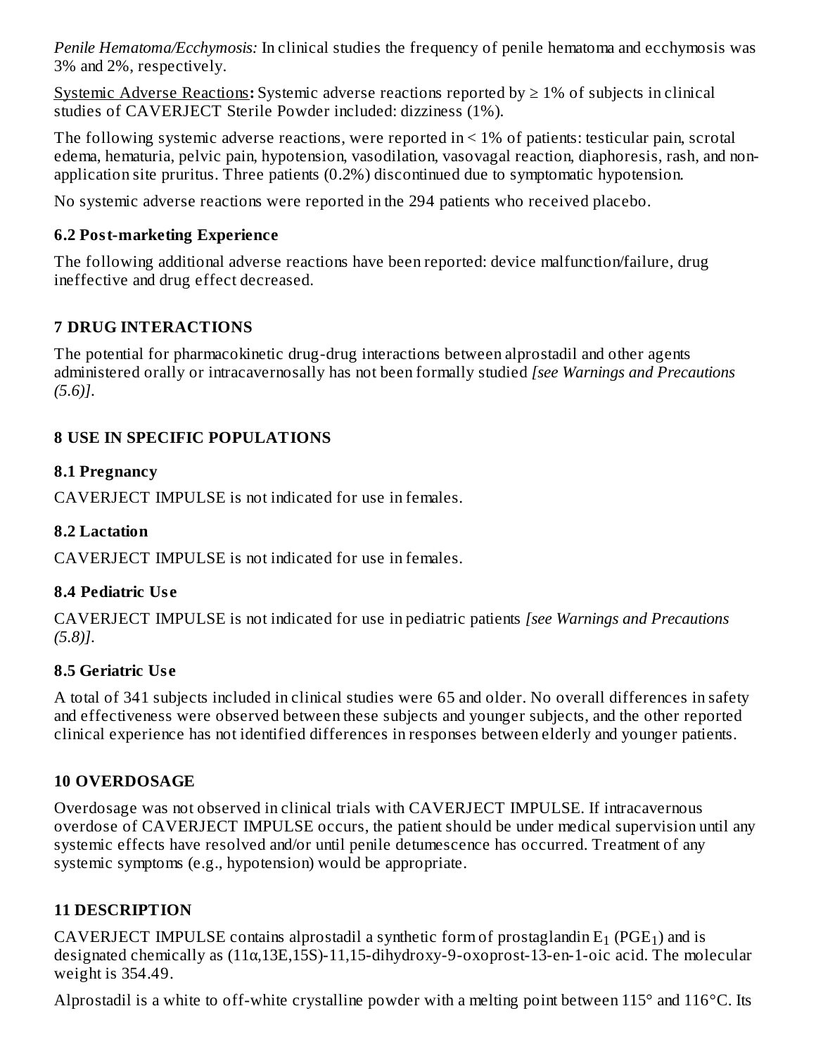*Penile Hematoma/Ecchymosis:* In clinical studies the frequency of penile hematoma and ecchymosis was 3% and 2%, respectively.

Systemic Adverse Reactions**:** Systemic adverse reactions reported by ≥ 1% of subjects in clinical studies of CAVERJECT Sterile Powder included: dizziness (1%).

The following systemic adverse reactions, were reported in < 1% of patients: testicular pain, scrotal edema, hematuria, pelvic pain, hypotension, vasodilation, vasovagal reaction, diaphoresis, rash, and non-application site pruritus. Three patients (0.2%) discontinued due to symptomatic hypotension.

No systemic adverse reactions were reported in the 294 patients who received placebo.

### 6.2 Post-marketing Experience

The following additional adverse reactions have been reported: device malfunction/failure, drug ineffective and drug effect decreased.

## 7 DRUG INTERACTIONS

The potential for pharmacokinetic drug-drug interactions between alprostadil and other agents administered orally or intracavernosally has not been formally studied *[see Warnings and Precautions (5.6)]*.

## 8 USE IN SPECIFIC POPULATIONS

### 8.1 Pregnancy

CAVERJECT IMPULSE is not indicated for use in females.

### 8.2 Lactation

CAVERJECT IMPULSE is not indicated for use in females.

### 8.4 Pediatric Use

CAVERJECT IMPULSE is not indicated for use in pediatric patients *[see Warnings and Precautions (5.8)]*.

### 8.5 Geriatric Use

A total of 341 subjects included in clinical studies were 65 and older. No overall differences in safety and effectiveness were observed between these subjects and younger subjects, and the other reported clinical experience has not identified differences in responses between elderly and younger patients.

## 10 OVERDOSAGE

Overdosage was not observed in clinical trials with CAVERJECT IMPULSE. If intracavernous overdose of CAVERJECT IMPULSE occurs, the patient should be under medical supervision until any systemic effects have resolved and/or until penile detumescence has occurred. Treatment of any systemic symptoms (e.g., hypotension) would be appropriate.

## 11 DESCRIPTION

CAVERJECT IMPULSE contains alprostadil a synthetic form of prostaglandin $E_1$ ($PGE_1$) and is designated chemically as (11α,13E,15S)-11,15-dihydroxy-9-oxoprost-13-en-1-oic acid. The molecular weight is 354.49.

Alprostadil is a white to off-white crystalline powder with a melting point between 115° and 116°C. Its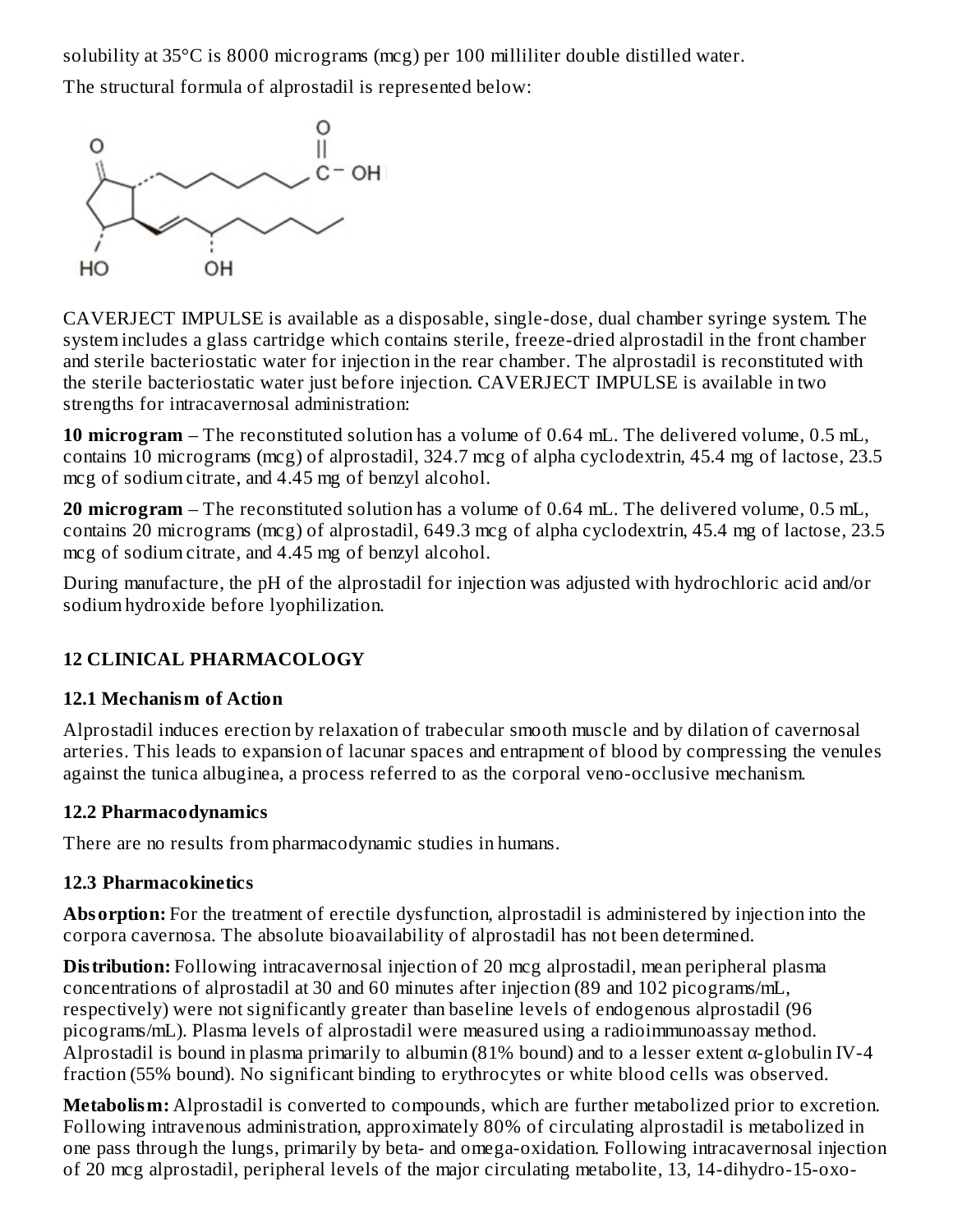solubility at 35°C is 8000 micrograms (mcg) per 100 milliliter double distilled water.

The structural formula of alprostadil is represented below:

CAVERJECT IMPULSE is available as a disposable, single-dose, dual chamber syringe system. The system includes a glass cartridge which contains sterile, freeze-dried alprostadil in the front chamber and sterile bacteriostatic water for injection in the rear chamber. The alprostadil is reconstituted with the sterile bacteriostatic water just before injection. CAVERJECT IMPULSE is available in two strengths for intracavernosal administration:

**10 microgram** – The reconstituted solution has a volume of 0.64 mL. The delivered volume, 0.5 mL, contains 10 micrograms (mcg) of alprostadil, 324.7 mcg of alpha cyclodextrin, 45.4 mg of lactose, 23.5 mcg of sodium citrate, and 4.45 mg of benzyl alcohol.

**20 microgram** – The reconstituted solution has a volume of 0.64 mL. The delivered volume, 0.5 mL, contains 20 micrograms (mcg) of alprostadil, 649.3 mcg of alpha cyclodextrin, 45.4 mg of lactose, 23.5 mcg of sodium citrate, and 4.45 mg of benzyl alcohol.

During manufacture, the pH of the alprostadil for injection was adjusted with hydrochloric acid and/or sodium hydroxide before lyophilization.

## 12 CLINICAL PHARMACOLOGY

### 12.1 Mechanism of Action

Alprostadil induces erection by relaxation of trabecular smooth muscle and by dilation of cavernosal arteries. This leads to expansion of lacunar spaces and entrapment of blood by compressing the venules against the tunica albuginea, a process referred to as the corporal veno-occlusive mechanism.

### 12.2 Pharmacodynamics

There are no results from pharmacodynamic studies in humans.

### 12.3 Pharmacokinetics

**Absorption:** For the treatment of erectile dysfunction, alprostadil is administered by injection into the corpora cavernosa. The absolute bioavailability of alprostadil has not been determined.

**Distribution:** Following intracavernosal injection of 20 mcg alprostadil, mean peripheral plasma concentrations of alprostadil at 30 and 60 minutes after injection (89 and 102 picograms/mL, respectively) were not significantly greater than baseline levels of endogenous alprostadil (96 picograms/mL). Plasma levels of alprostadil were measured using a radioimmunoassay method. Alprostadil is bound in plasma primarily to albumin (81% bound) and to a lesser extent α-globulin IV-4 fraction (55% bound). No significant binding to erythrocytes or white blood cells was observed.

**Metabolism:** Alprostadil is converted to compounds, which are further metabolized prior to excretion. Following intravenous administration, approximately 80% of circulating alprostadil is metabolized in one pass through the lungs, primarily by beta- and omega-oxidation. Following intracavernosal injection of 20 mcg alprostadil, peripheral levels of the major circulating metabolite, 13, 14-dihydro-15-oxo-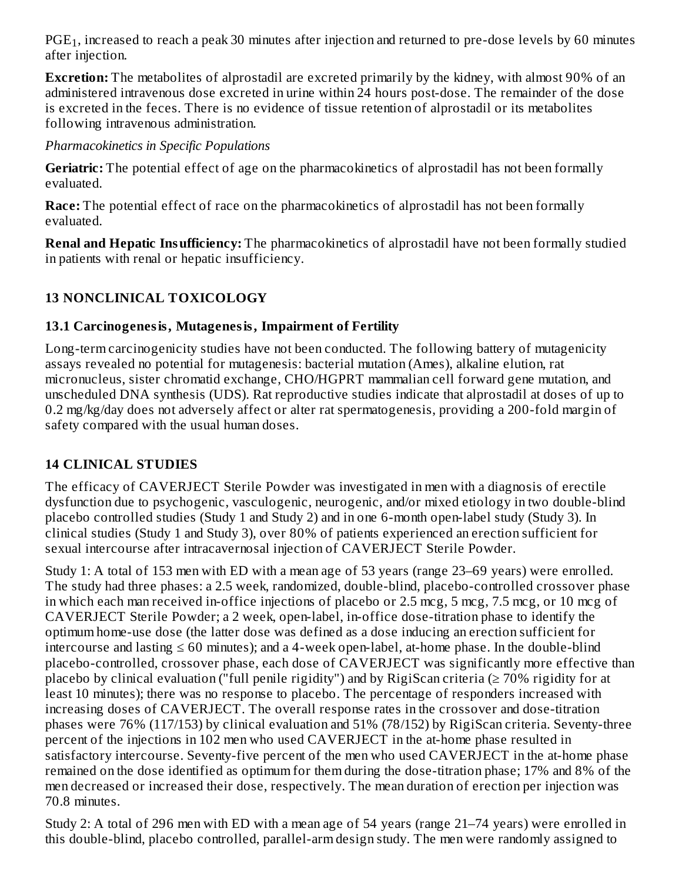$PGE_1$, increased to reach a peak 30 minutes after injection and returned to pre-dose levels by 60 minutes after injection.

**Excretion:** The metabolites of alprostadil are excreted primarily by the kidney, with almost 90% of an administered intravenous dose excreted in urine within 24 hours post-dose. The remainder of the dose is excreted in the feces. There is no evidence of tissue retention of alprostadil or its metabolites following intravenous administration.

*Pharmacokinetics in Specific Populations*

**Geriatric:** The potential effect of age on the pharmacokinetics of alprostadil has not been formally evaluated.

**Race:** The potential effect of race on the pharmacokinetics of alprostadil has not been formally evaluated.

**Renal and Hepatic Insufficiency:** The pharmacokinetics of alprostadil have not been formally studied in patients with renal or hepatic insufficiency.

## 13 NONCLINICAL TOXICOLOGY

### 13.1 Carcinogenesis, Mutagenesis, Impairment of Fertility

Long-term carcinogenicity studies have not been conducted. The following battery of mutagenicity assays revealed no potential for mutagenesis: bacterial mutation (Ames), alkaline elution, rat micronucleus, sister chromatid exchange, CHO/HGPRT mammalian cell forward gene mutation, and unscheduled DNA synthesis (UDS). Rat reproductive studies indicate that alprostadil at doses of up to 0.2 mg/kg/day does not adversely affect or alter rat spermatogenesis, providing a 200-fold margin of safety compared with the usual human doses.

## 14 CLINICAL STUDIES

The efficacy of CAVERJECT Sterile Powder was investigated in men with a diagnosis of erectile dysfunction due to psychogenic, vasculogenic, neurogenic, and/or mixed etiology in two double-blind placebo controlled studies (Study 1 and Study 2) and in one 6-month open-label study (Study 3). In clinical studies (Study 1 and Study 3), over 80% of patients experienced an erection sufficient for sexual intercourse after intracavernosal injection of CAVERJECT Sterile Powder.

Study 1: A total of 153 men with ED with a mean age of 53 years (range 23–69 years) were enrolled. The study had three phases: a 2.5 week, randomized, double-blind, placebo-controlled crossover phase in which each man received in-office injections of placebo or 2.5 mcg, 5 mcg, 7.5 mcg, or 10 mcg of CAVERJECT Sterile Powder; a 2 week, open-label, in-office dose-titration phase to identify the optimum home-use dose (the latter dose was defined as a dose inducing an erection sufficient for intercourse and lasting ≤ 60 minutes); and a 4-week open-label, at-home phase. In the double-blind placebo-controlled, crossover phase, each dose of CAVERJECT was significantly more effective than placebo by clinical evaluation ("full penile rigidity") and by RigiScan criteria (≥ 70% rigidity for at least 10 minutes); there was no response to placebo. The percentage of responders increased with increasing doses of CAVERJECT. The overall response rates in the crossover and dose-titration phases were 76% (117/153) by clinical evaluation and 51% (78/152) by RigiScan criteria. Seventy-three percent of the injections in 102 men who used CAVERJECT in the at-home phase resulted in satisfactory intercourse. Seventy-five percent of the men who used CAVERJECT in the at-home phase remained on the dose identified as optimum for them during the dose-titration phase; 17% and 8% of the men decreased or increased their dose, respectively. The mean duration of erection per injection was 70.8 minutes.

Study 2: A total of 296 men with ED with a mean age of 54 years (range 21–74 years) were enrolled in this double-blind, placebo controlled, parallel-arm design study. The men were randomly assigned to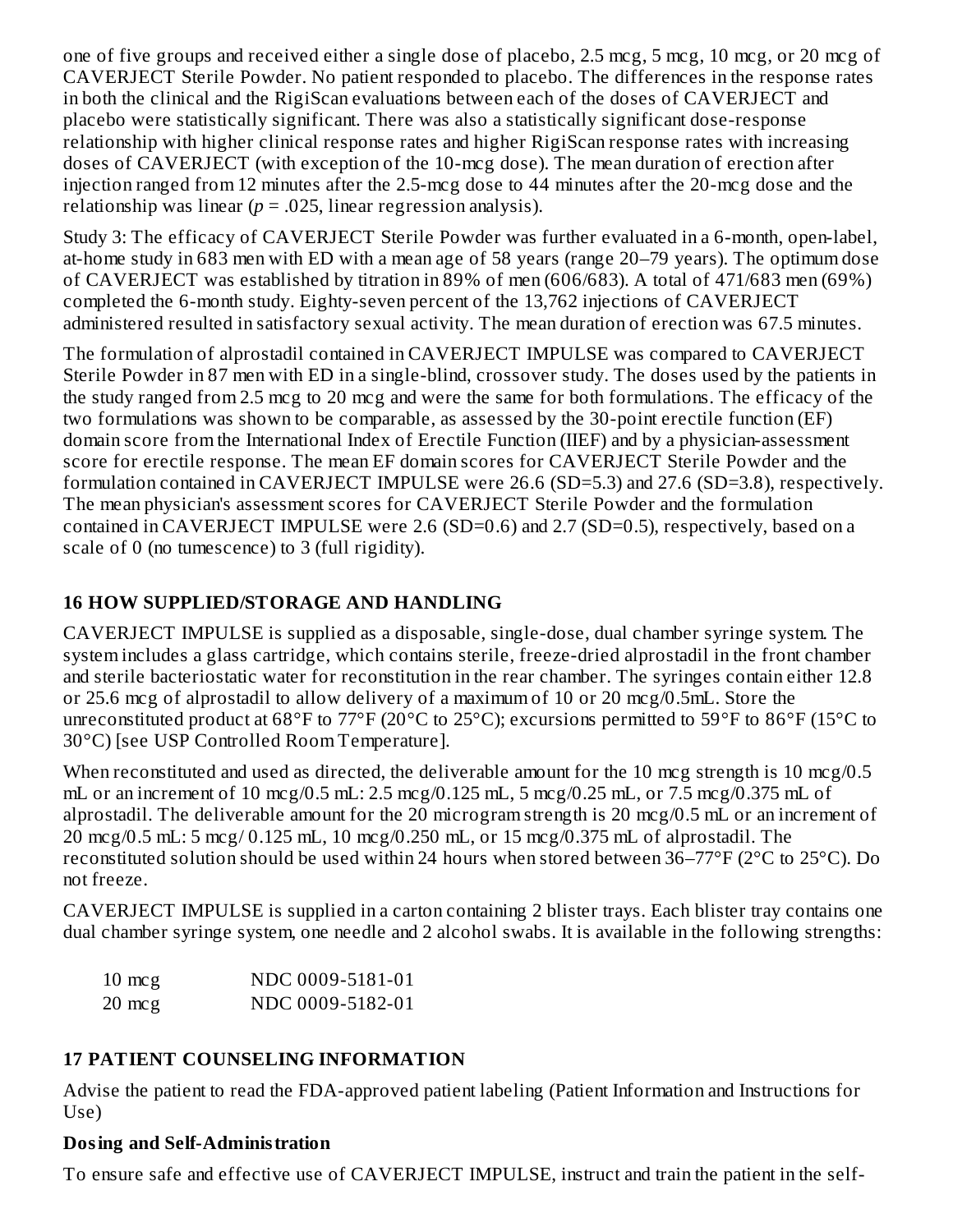one of five groups and received either a single dose of placebo, 2.5 mcg, 5 mcg, 10 mcg, or 20 mcg of CAVERJECT Sterile Powder. No patient responded to placebo. The differences in the response rates in both the clinical and the RigiScan evaluations between each of the doses of CAVERJECT and placebo were statistically significant. There was also a statistically significant dose-response relationship with higher clinical response rates and higher RigiScan response rates with increasing doses of CAVERJECT (with exception of the 10-mcg dose). The mean duration of erection after injection ranged from 12 minutes after the 2.5-mcg dose to 44 minutes after the 20-mcg dose and the relationship was linear ($p = .025$, linear regression analysis).

Study 3: The efficacy of CAVERJECT Sterile Powder was further evaluated in a 6-month, open-label, at-home study in 683 men with ED with a mean age of 58 years (range 20–79 years). The optimum dose of CAVERJECT was established by titration in 89% of men (606/683). A total of 471/683 men (69%) completed the 6-month study. Eighty-seven percent of the 13,762 injections of CAVERJECT administered resulted in satisfactory sexual activity. The mean duration of erection was 67.5 minutes.

The formulation of alprostadil contained in CAVERJECT IMPULSE was compared to CAVERJECT Sterile Powder in 87 men with ED in a single-blind, crossover study. The doses used by the patients in the study ranged from 2.5 mcg to 20 mcg and were the same for both formulations. The efficacy of the two formulations was shown to be comparable, as assessed by the 30-point erectile function (EF) domain score from the International Index of Erectile Function (IIEF) and by a physician-assessment score for erectile response. The mean EF domain scores for CAVERJECT Sterile Powder and the formulation contained in CAVERJECT IMPULSE were 26.6 (SD=5.3) and 27.6 (SD=3.8), respectively. The mean physician's assessment scores for CAVERJECT Sterile Powder and the formulation contained in CAVERJECT IMPULSE were 2.6 (SD=0.6) and 2.7 (SD=0.5), respectively, based on a scale of 0 (no tumescence) to 3 (full rigidity).

## 16 HOW SUPPLIED/STORAGE AND HANDLING

CAVERJECT IMPULSE is supplied as a disposable, single-dose, dual chamber syringe system. The system includes a glass cartridge, which contains sterile, freeze-dried alprostadil in the front chamber and sterile bacteriostatic water for reconstitution in the rear chamber. The syringes contain either 12.8 or 25.6 mcg of alprostadil to allow delivery of a maximum of 10 or 20 mcg/0.5mL. Store the unreconstituted product at 68°F to 77°F (20°C to 25°C); excursions permitted to 59°F to 86°F (15°C to 30°C) [see USP Controlled Room Temperature].

When reconstituted and used as directed, the deliverable amount for the 10 mcg strength is 10 mcg/0.5 mL or an increment of 10 mcg/0.5 mL: 2.5 mcg/0.125 mL, 5 mcg/0.25 mL, or 7.5 mcg/0.375 mL of alprostadil. The deliverable amount for the 20 microgram strength is 20 mcg/0.5 mL or an increment of 20 mcg/0.5 mL: 5 mcg/ 0.125 mL, 10 mcg/0.250 mL, or 15 mcg/0.375 mL of alprostadil. The reconstituted solution should be used within 24 hours when stored between 36–77°F (2°C to 25°C). Do not freeze.

CAVERJECT IMPULSE is supplied in a carton containing 2 blister trays. Each blister tray contains one dual chamber syringe system, one needle and 2 alcohol swabs. It is available in the following strengths:

| | |
|---|---|
| 10 mcg | NDC 0009-5181-01 |
| 20 mcg | NDC 0009-5182-01 |

## 17 PATIENT COUNSELING INFORMATION

Advise the patient to read the FDA-approved patient labeling (Patient Information and Instructions for Use)

**Dosing and Self-Administration**

To ensure safe and effective use of CAVERJECT IMPULSE, instruct and train the patient in the self-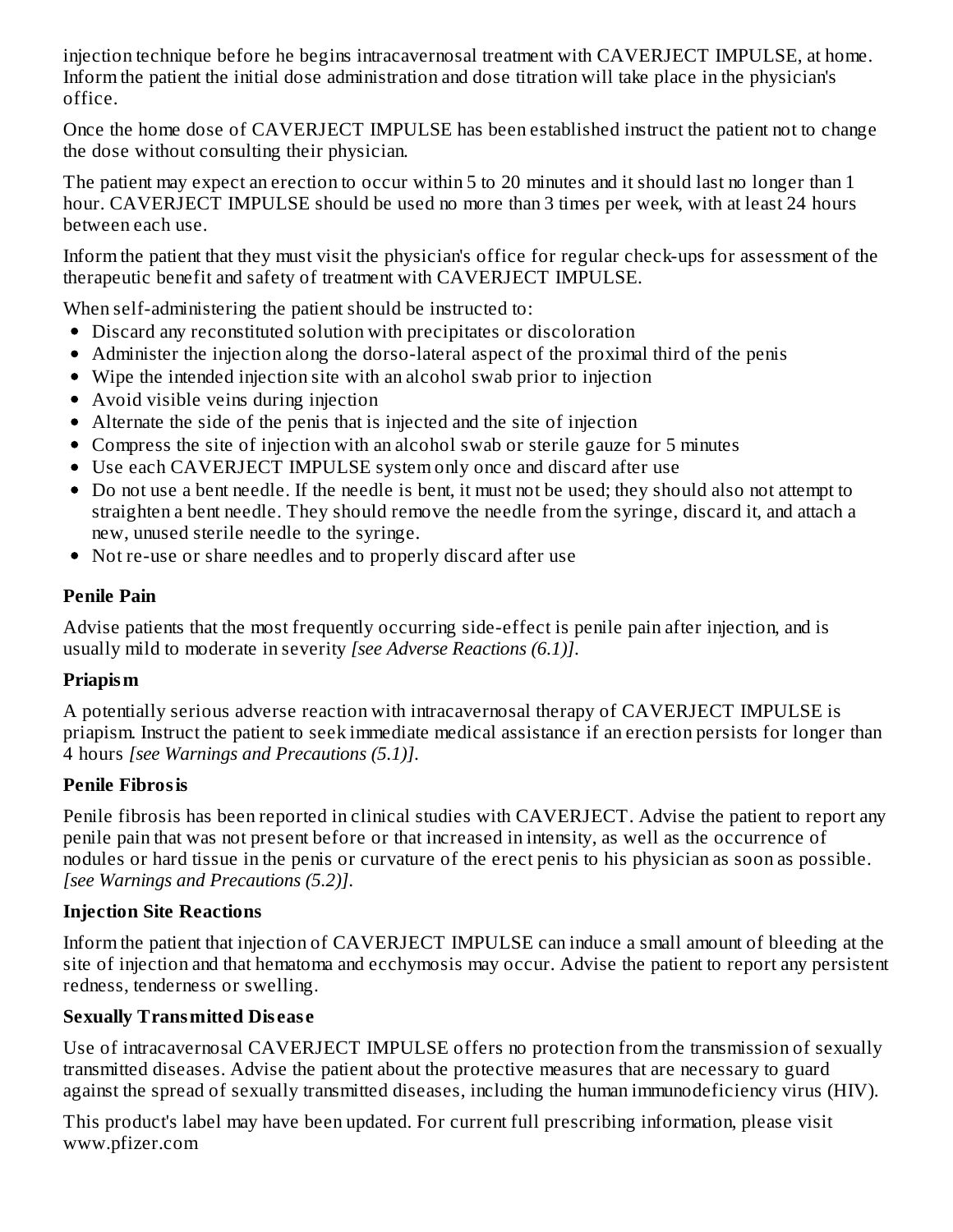injection technique before he begins intracavernosal treatment with CAVERJECT IMPULSE, at home. Inform the patient the initial dose administration and dose titration will take place in the physician's office.

Once the home dose of CAVERJECT IMPULSE has been established instruct the patient not to change the dose without consulting their physician.

The patient may expect an erection to occur within 5 to 20 minutes and it should last no longer than 1 hour. CAVERJECT IMPULSE should be used no more than 3 times per week, with at least 24 hours between each use.

Inform the patient that they must visit the physician's office for regular check-ups for assessment of the therapeutic benefit and safety of treatment with CAVERJECT IMPULSE.

When self-administering the patient should be instructed to:

- Discard any reconstituted solution with precipitates or discoloration
- Administer the injection along the dorso-lateral aspect of the proximal third of the penis
- Wipe the intended injection site with an alcohol swab prior to injection
- Avoid visible veins during injection
- Alternate the side of the penis that is injected and the site of injection
- Compress the site of injection with an alcohol swab or sterile gauze for 5 minutes
- Use each CAVERJECT IMPULSE system only once and discard after use
- Do not use a bent needle. If the needle is bent, it must not be used; they should also not attempt to straighten a bent needle. They should remove the needle from the syringe, discard it, and attach a new, unused sterile needle to the syringe.
- Not re-use or share needles and to properly discard after use

**Penile Pain**

Advise patients that the most frequently occurring side-effect is penile pain after injection, and is usually mild to moderate in severity *[see Adverse Reactions (6.1)]*.

**Priapism**

A potentially serious adverse reaction with intracavernosal therapy of CAVERJECT IMPULSE is priapism. Instruct the patient to seek immediate medical assistance if an erection persists for longer than 4 hours *[see Warnings and Precautions (5.1)]*.

**Penile Fibrosis**

Penile fibrosis has been reported in clinical studies with CAVERJECT. Advise the patient to report any penile pain that was not present before or that increased in intensity, as well as the occurrence of nodules or hard tissue in the penis or curvature of the erect penis to his physician as soon as possible. *[see Warnings and Precautions (5.2)]*.

**Injection Site Reactions**

Inform the patient that injection of CAVERJECT IMPULSE can induce a small amount of bleeding at the site of injection and that hematoma and ecchymosis may occur. Advise the patient to report any persistent redness, tenderness or swelling.

**Sexually Transmitted Disease**

Use of intracavernosal CAVERJECT IMPULSE offers no protection from the transmission of sexually transmitted diseases. Advise the patient about the protective measures that are necessary to guard against the spread of sexually transmitted diseases, including the human immunodeficiency virus (HIV).

This product's label may have been updated. For current full prescribing information, please visit www.pfizer.com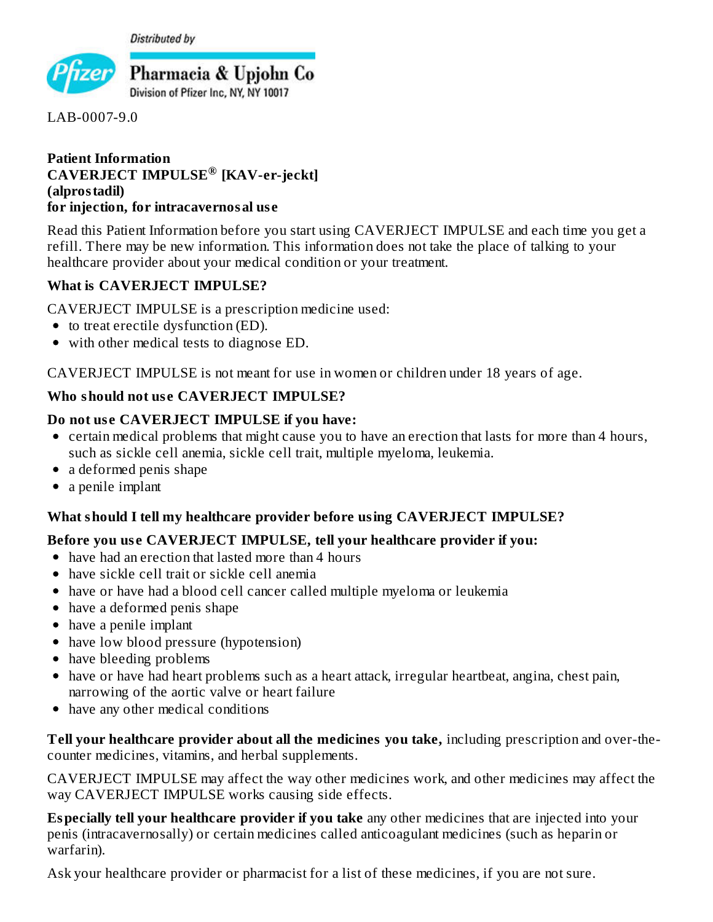Distributed by

Pfizer

**Pharmacia & Upjohn Co**

Division of Pfizer Inc, NY, NY 10017

LAB-0007-9.0

**Patient Information**
**CAVERJECT IMPULSE® [KAV-er-jeckt]**
**(alprostadil)**
**for injection, for intracavernosal use**

Read this Patient Information before you start using CAVERJECT IMPULSE and each time you get a refill. There may be new information. This information does not take the place of talking to your healthcare provider about your medical condition or your treatment.

**What is CAVERJECT IMPULSE?**

CAVERJECT IMPULSE is a prescription medicine used:

- to treat erectile dysfunction (ED).
- with other medical tests to diagnose ED.

CAVERJECT IMPULSE is not meant for use in women or children under 18 years of age.

**Who should not use CAVERJECT IMPULSE?**

**Do not use CAVERJECT IMPULSE if you have:**

- certain medical problems that might cause you to have an erection that lasts for more than 4 hours, such as sickle cell anemia, sickle cell trait, multiple myeloma, leukemia.
- a deformed penis shape
- a penile implant

**What should I tell my healthcare provider before using CAVERJECT IMPULSE?**

**Before you use CAVERJECT IMPULSE, tell your healthcare provider if you:**

- have had an erection that lasted more than 4 hours
- have sickle cell trait or sickle cell anemia
- have or have had a blood cell cancer called multiple myeloma or leukemia
- have a deformed penis shape
- have a penile implant
- have low blood pressure (hypotension)
- have bleeding problems
- have or have had heart problems such as a heart attack, irregular heartbeat, angina, chest pain, narrowing of the aortic valve or heart failure
- have any other medical conditions

**Tell your healthcare provider about all the medicines you take,** including prescription and over-the-counter medicines, vitamins, and herbal supplements.

CAVERJECT IMPULSE may affect the way other medicines work, and other medicines may affect the way CAVERJECT IMPULSE works causing side effects.

**Especially tell your healthcare provider if you take** any other medicines that are injected into your penis (intracavernosally) or certain medicines called anticoagulant medicines (such as heparin or warfarin).

Ask your healthcare provider or pharmacist for a list of these medicines, if you are not sure.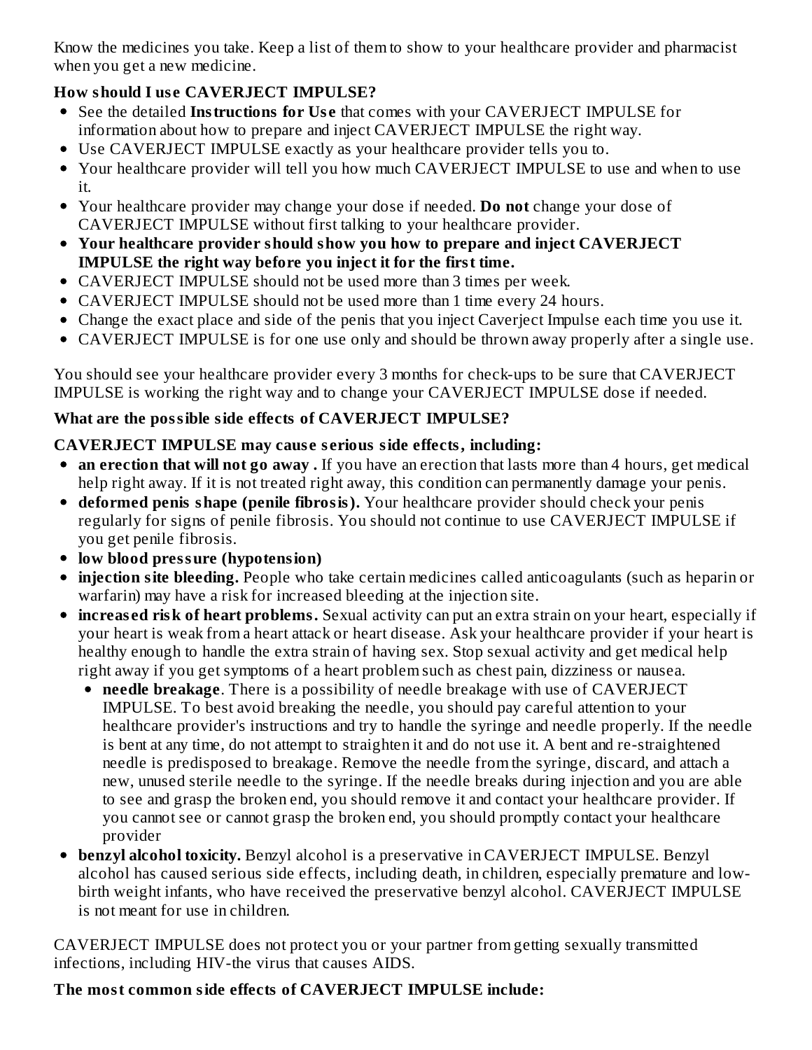Know the medicines you take. Keep a list of them to show to your healthcare provider and pharmacist when you get a new medicine.

**How should I use CAVERJECT IMPULSE?**

- See the detailed **Instructions for Use** that comes with your CAVERJECT IMPULSE for information about how to prepare and inject CAVERJECT IMPULSE the right way.
- Use CAVERJECT IMPULSE exactly as your healthcare provider tells you to.
- Your healthcare provider will tell you how much CAVERJECT IMPULSE to use and when to use it.
- Your healthcare provider may change your dose if needed. **Do not** change your dose of CAVERJECT IMPULSE without first talking to your healthcare provider.
- **Your healthcare provider should show you how to prepare and inject CAVERJECT IMPULSE the right way before you inject it for the first time.**
- CAVERJECT IMPULSE should not be used more than 3 times per week.
- CAVERJECT IMPULSE should not be used more than 1 time every 24 hours.
- Change the exact place and side of the penis that you inject Caverject Impulse each time you use it.
- CAVERJECT IMPULSE is for one use only and should be thrown away properly after a single use.

You should see your healthcare provider every 3 months for check-ups to be sure that CAVERJECT IMPULSE is working the right way and to change your CAVERJECT IMPULSE dose if needed.

**What are the possible side effects of CAVERJECT IMPULSE?**

**CAVERJECT IMPULSE may cause serious side effects, including:**

- **an erection that will not go away .** If you have an erection that lasts more than 4 hours, get medical help right away. If it is not treated right away, this condition can permanently damage your penis.
- **deformed penis shape (penile fibrosis).** Your healthcare provider should check your penis regularly for signs of penile fibrosis. You should not continue to use CAVERJECT IMPULSE if you get penile fibrosis.
- **low blood pressure (hypotension)**
- **injection site bleeding.** People who take certain medicines called anticoagulants (such as heparin or warfarin) may have a risk for increased bleeding at the injection site.
- **increased risk of heart problems.** Sexual activity can put an extra strain on your heart, especially if your heart is weak from a heart attack or heart disease. Ask your healthcare provider if your heart is healthy enough to handle the extra strain of having sex. Stop sexual activity and get medical help right away if you get symptoms of a heart problem such as chest pain, dizziness or nausea.
    - **needle breakage**. There is a possibility of needle breakage with use of CAVERJECT IMPULSE. To best avoid breaking the needle, you should pay careful attention to your healthcare provider's instructions and try to handle the syringe and needle properly. If the needle is bent at any time, do not attempt to straighten it and do not use it. A bent and re-straightened needle is predisposed to breakage. Remove the needle from the syringe, discard, and attach a new, unused sterile needle to the syringe. If the needle breaks during injection and you are able to see and grasp the broken end, you should remove it and contact your healthcare provider. If you cannot see or cannot grasp the broken end, you should promptly contact your healthcare provider
- **benzyl alcohol toxicity.** Benzyl alcohol is a preservative in CAVERJECT IMPULSE. Benzyl alcohol has caused serious side effects, including death, in children, especially premature and low-birth weight infants, who have received the preservative benzyl alcohol. CAVERJECT IMPULSE is not meant for use in children.

CAVERJECT IMPULSE does not protect you or your partner from getting sexually transmitted infections, including HIV-the virus that causes AIDS.

**The most common side effects of CAVERJECT IMPULSE include:**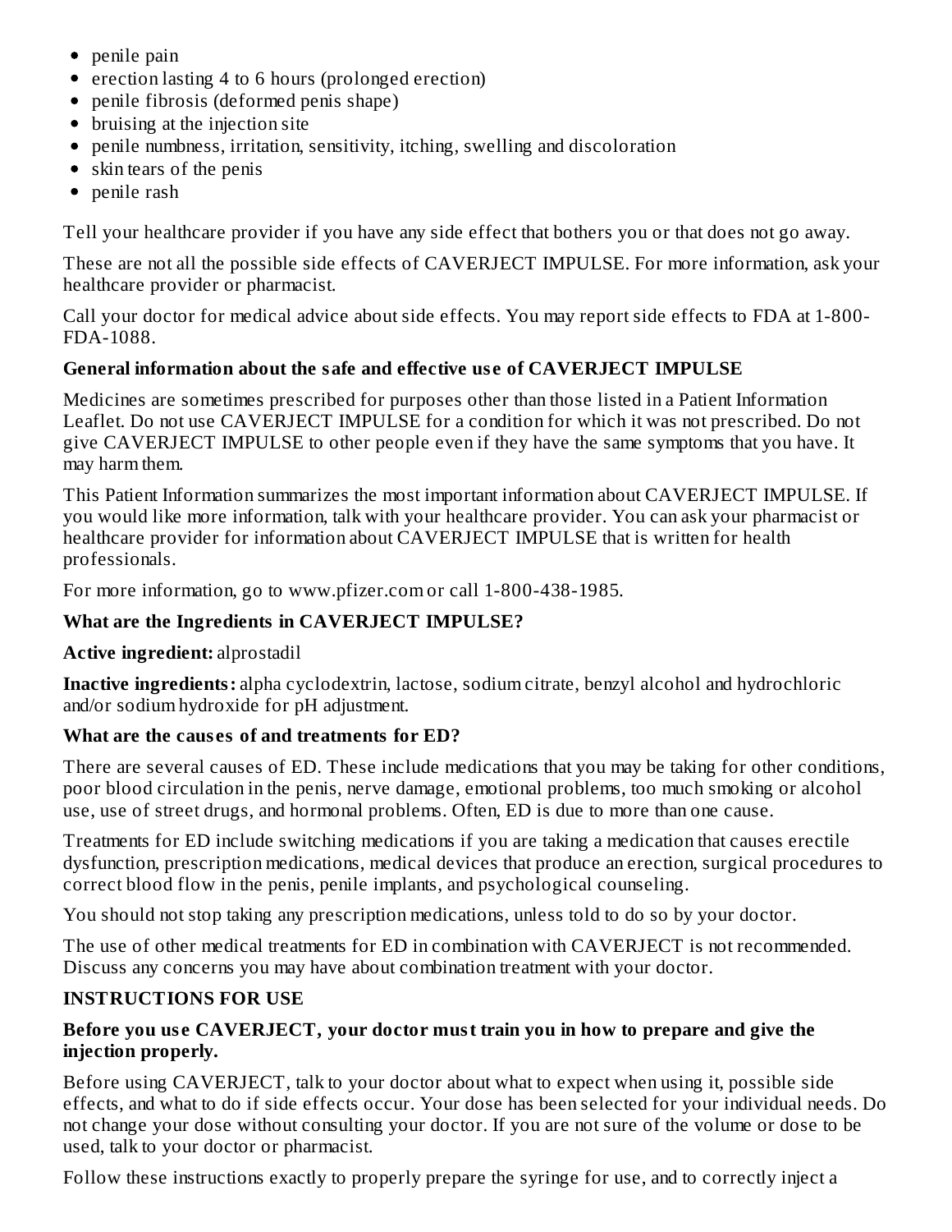- penile pain
- erection lasting 4 to 6 hours (prolonged erection)
- penile fibrosis (deformed penis shape)
- bruising at the injection site
- penile numbness, irritation, sensitivity, itching, swelling and discoloration
- skin tears of the penis
- penile rash

Tell your healthcare provider if you have any side effect that bothers you or that does not go away.

These are not all the possible side effects of CAVERJECT IMPULSE. For more information, ask your healthcare provider or pharmacist.

Call your doctor for medical advice about side effects. You may report side effects to FDA at 1-800-FDA-1088.

**General information about the safe and effective use of CAVERJECT IMPULSE**

Medicines are sometimes prescribed for purposes other than those listed in a Patient Information Leaflet. Do not use CAVERJECT IMPULSE for a condition for which it was not prescribed. Do not give CAVERJECT IMPULSE to other people even if they have the same symptoms that you have. It may harm them.

This Patient Information summarizes the most important information about CAVERJECT IMPULSE. If you would like more information, talk with your healthcare provider. You can ask your pharmacist or healthcare provider for information about CAVERJECT IMPULSE that is written for health professionals.

For more information, go to www.pfizer.com or call 1-800-438-1985.

**What are the Ingredients in CAVERJECT IMPULSE?**

**Active ingredient:** alprostadil

**Inactive ingredients:** alpha cyclodextrin, lactose, sodium citrate, benzyl alcohol and hydrochloric and/or sodium hydroxide for pH adjustment.

**What are the causes of and treatments for ED?**

There are several causes of ED. These include medications that you may be taking for other conditions, poor blood circulation in the penis, nerve damage, emotional problems, too much smoking or alcohol use, use of street drugs, and hormonal problems. Often, ED is due to more than one cause.

Treatments for ED include switching medications if you are taking a medication that causes erectile dysfunction, prescription medications, medical devices that produce an erection, surgical procedures to correct blood flow in the penis, penile implants, and psychological counseling.

You should not stop taking any prescription medications, unless told to do so by your doctor.

The use of other medical treatments for ED in combination with CAVERJECT is not recommended. Discuss any concerns you may have about combination treatment with your doctor.

**INSTRUCTIONS FOR USE**

**Before you use CAVERJECT, your doctor must train you in how to prepare and give the injection properly.**

Before using CAVERJECT, talk to your doctor about what to expect when using it, possible side effects, and what to do if side effects occur. Your dose has been selected for your individual needs. Do not change your dose without consulting your doctor. If you are not sure of the volume or dose to be used, talk to your doctor or pharmacist.

Follow these instructions exactly to properly prepare the syringe for use, and to correctly inject a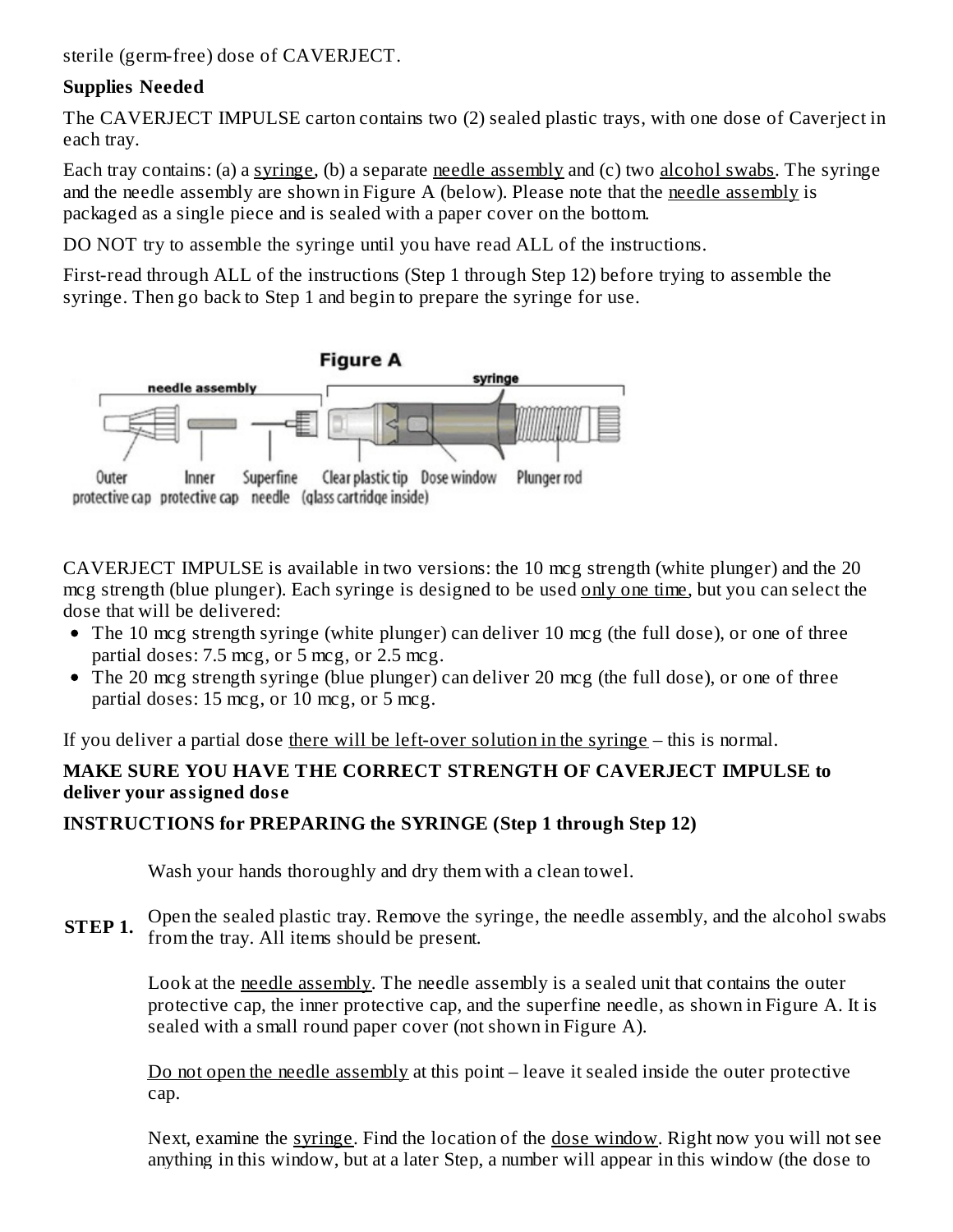sterile (germ-free) dose of CAVERJECT.

**Supplies Needed**

The CAVERJECT IMPULSE carton contains two (2) sealed plastic trays, with one dose of Caverject in each tray.

Each tray contains: (a) a syringe, (b) a separate needle assembly and (c) two alcohol swabs. The syringe and the needle assembly are shown in Figure A (below). Please note that the needle assembly is packaged as a single piece and is sealed with a paper cover on the bottom.

DO NOT try to assemble the syringe until you have read ALL of the instructions.

First-read through ALL of the instructions (Step 1 through Step 12) before trying to assemble the syringe. Then go back to Step 1 and begin to prepare the syringe for use.

**Figure A**

needle assembly | syringe

Outer protective cap | Inner protective cap | Superfine needle | Clear plastic tip (glass cartridge inside) | Dose window | Plunger rod

CAVERJECT IMPULSE is available in two versions: the 10 mcg strength (white plunger) and the 20 mcg strength (blue plunger). Each syringe is designed to be used only one time, but you can select the dose that will be delivered:

- The 10 mcg strength syringe (white plunger) can deliver 10 mcg (the full dose), or one of three partial doses: 7.5 mcg, or 5 mcg, or 2.5 mcg.
- The 20 mcg strength syringe (blue plunger) can deliver 20 mcg (the full dose), or one of three partial doses: 15 mcg, or 10 mcg, or 5 mcg.

If you deliver a partial dose there will be left-over solution in the syringe – this is normal.

**MAKE SURE YOU HAVE THE CORRECT STRENGTH OF CAVERJECT IMPULSE to deliver your assigned dose**

**INSTRUCTIONS for PREPARING the SYRINGE (Step 1 through Step 12)**

Wash your hands thoroughly and dry them with a clean towel.

**STEP 1.** Open the sealed plastic tray. Remove the syringe, the needle assembly, and the alcohol swabs from the tray. All items should be present.

Look at the needle assembly. The needle assembly is a sealed unit that contains the outer protective cap, the inner protective cap, and the superfine needle, as shown in Figure A. It is sealed with a small round paper cover (not shown in Figure A).

Do not open the needle assembly at this point – leave it sealed inside the outer protective cap.

Next, examine the syringe. Find the location of the dose window. Right now you will not see anything in this window, but at a later Step, a number will appear in this window (the dose to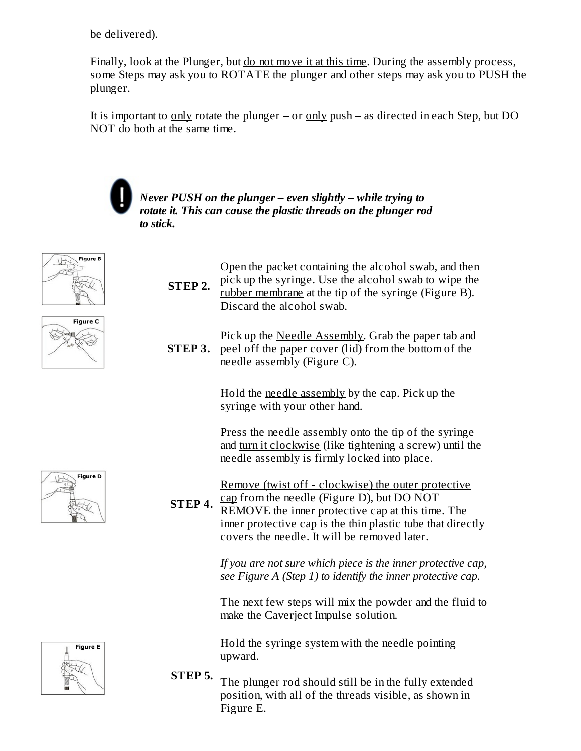be delivered).

Finally, look at the Plunger, but do not move it at this time. During the assembly process, some Steps may ask you to ROTATE the plunger and other steps may ask you to PUSH the plunger.

It is important to only rotate the plunger – or only push – as directed in each Step, but DO NOT do both at the same time.

***Never PUSH on the plunger – even slightly – while trying to rotate it. This can cause the plastic threads on the plunger rod to stick.***

**STEP 2.** Open the packet containing the alcohol swab, and then pick up the syringe. Use the alcohol swab to wipe the rubber membrane at the tip of the syringe (Figure B). Discard the alcohol swab.

**STEP 3.** Pick up the Needle Assembly. Grab the paper tab and peel off the paper cover (lid) from the bottom of the needle assembly (Figure C).

**STEP 4.** Hold the needle assembly by the cap. Pick up the syringe with your other hand.

Press the needle assembly onto the tip of the syringe and turn it clockwise (like tightening a screw) until the needle assembly is firmly locked into place.

Remove (twist off - clockwise) the outer protective cap from the needle (Figure D), but DO NOT REMOVE the inner protective cap at this time. The inner protective cap is the thin plastic tube that directly covers the needle. It will be removed later.

*If you are not sure which piece is the inner protective cap, see Figure A (Step 1) to identify the inner protective cap.*

The next few steps will mix the powder and the fluid to make the Caverject Impulse solution.

**STEP 5.** Hold the syringe system with the needle pointing upward.

The plunger rod should still be in the fully extended position, with all of the threads visible, as shown in Figure E.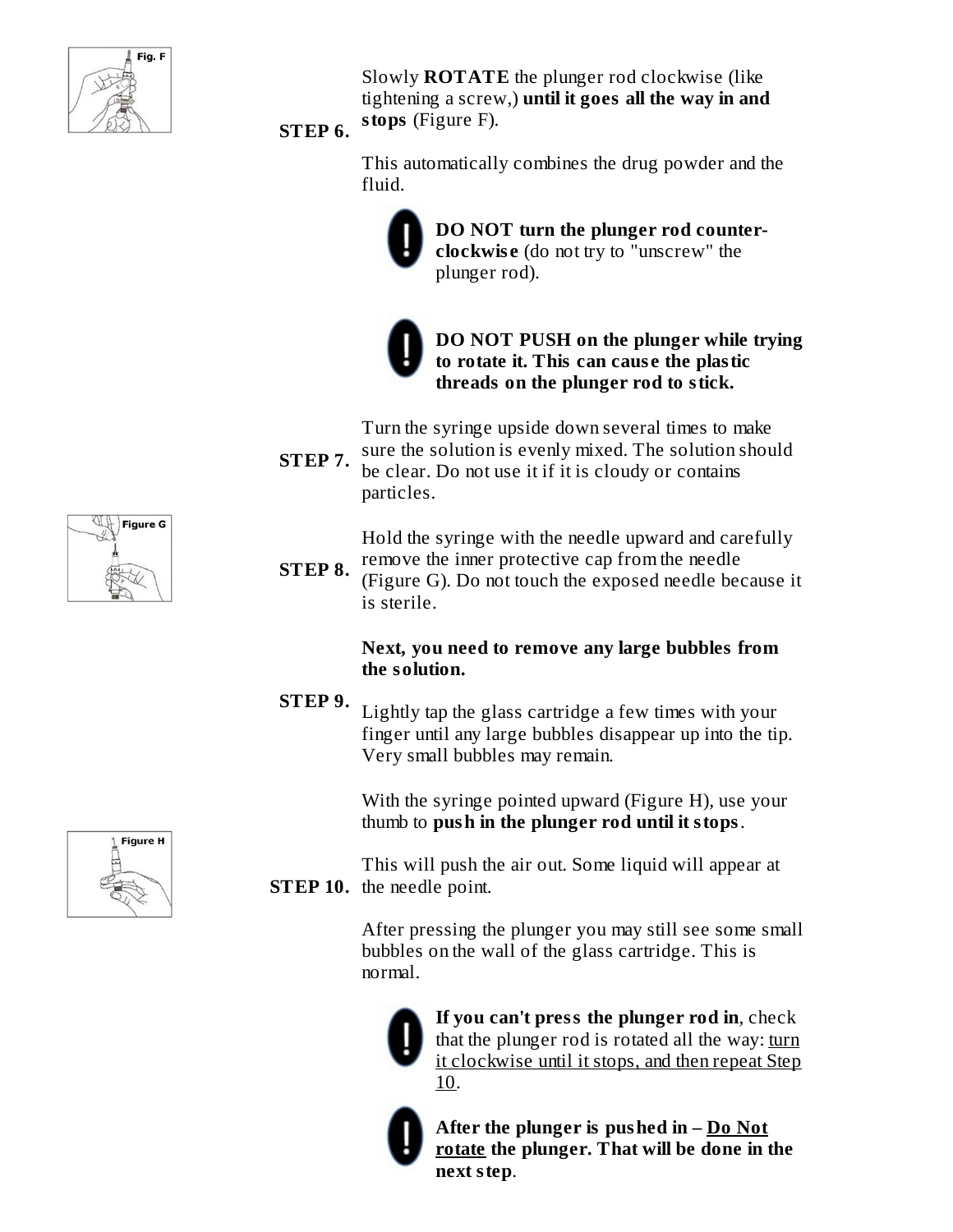**STEP 6.** Slowly **ROTATE** the plunger rod clockwise (like tightening a screw,) **until it goes all the way in and stops** (Figure F).

This automatically combines the drug powder and the fluid.

> **DO NOT turn the plunger rod counter-clockwise** (do not try to "unscrew" the plunger rod).

> **DO NOT PUSH on the plunger while trying to rotate it. This can cause the plastic threads on the plunger rod to stick.**

**STEP 7.** Turn the syringe upside down several times to make sure the solution is evenly mixed. The solution should be clear. Do not use it if it is cloudy or contains particles.

**STEP 8.** Hold the syringe with the needle upward and carefully remove the inner protective cap from the needle (Figure G). Do not touch the exposed needle because it is sterile.

**STEP 9.** **Next, you need to remove any large bubbles from the solution.**

Lightly tap the glass cartridge a few times with your finger until any large bubbles disappear up into the tip. Very small bubbles may remain.

**STEP 10.** With the syringe pointed upward (Figure H), use your thumb to **push in the plunger rod until it stops**.

This will push the air out. Some liquid will appear at the needle point.

After pressing the plunger you may still see some small bubbles on the wall of the glass cartridge. This is normal.

> **If you can't press the plunger rod in**, check that the plunger rod is rotated all the way: <u>turn it clockwise until it stops, and then repeat Step 10</u>.

> **After the plunger is pushed in – <u>Do Not rotate</u> the plunger. That will be done in the next step**.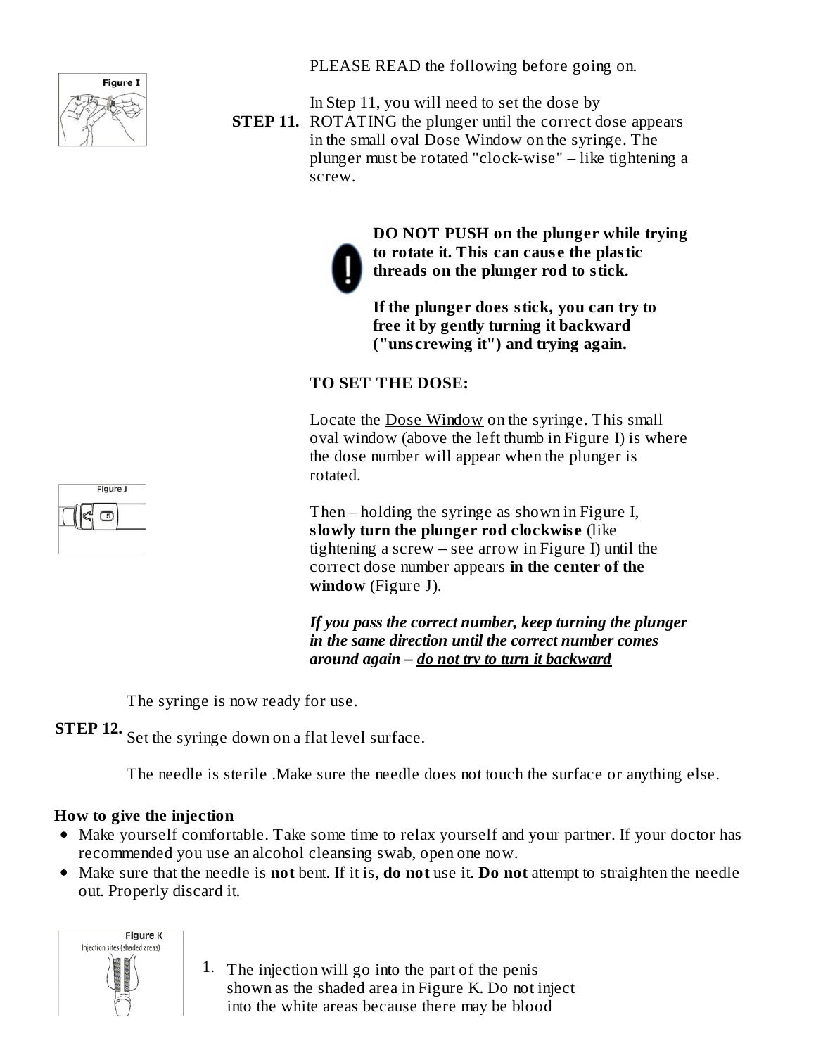PLEASE READ the following before going on.

**STEP 11.** In Step 11, you will need to set the dose by ROTATING the plunger until the correct dose appears in the small oval Dose Window on the syringe. The plunger must be rotated "clock-wise" – like tightening a screw.

Figure I

**DO NOT PUSH on the plunger while trying to rotate it. This can cause the plastic threads on the plunger rod to stick.**

**If the plunger does stick, you can try to free it by gently turning it backward ("unscrewing it") and trying again.**

**TO SET THE DOSE:**

Locate the Dose Window on the syringe. This small oval window (above the left thumb in Figure I) is where the dose number will appear when the plunger is rotated.

Figure J

Then – holding the syringe as shown in Figure I, **slowly turn the plunger rod clockwise** (like tightening a screw – see arrow in Figure I) until the correct dose number appears **in the center of the window** (Figure J).

***If you pass the correct number, keep turning the plunger in the same direction until the correct number comes around again – do not try to turn it backward***

The syringe is now ready for use.

**STEP 12.** Set the syringe down on a flat level surface.

The needle is sterile .Make sure the needle does not touch the surface or anything else.

**How to give the injection**

- Make yourself comfortable. Take some time to relax yourself and your partner. If your doctor has recommended you use an alcohol cleansing swab, open one now.
- Make sure that the needle is **not** bent. If it is, **do not** use it. **Do not** attempt to straighten the needle out. Properly discard it.

Figure K
Injection sites (shaded areas)

1. The injection will go into the part of the penis shown as the shaded area in Figure K. Do not inject into the white areas because there may be blood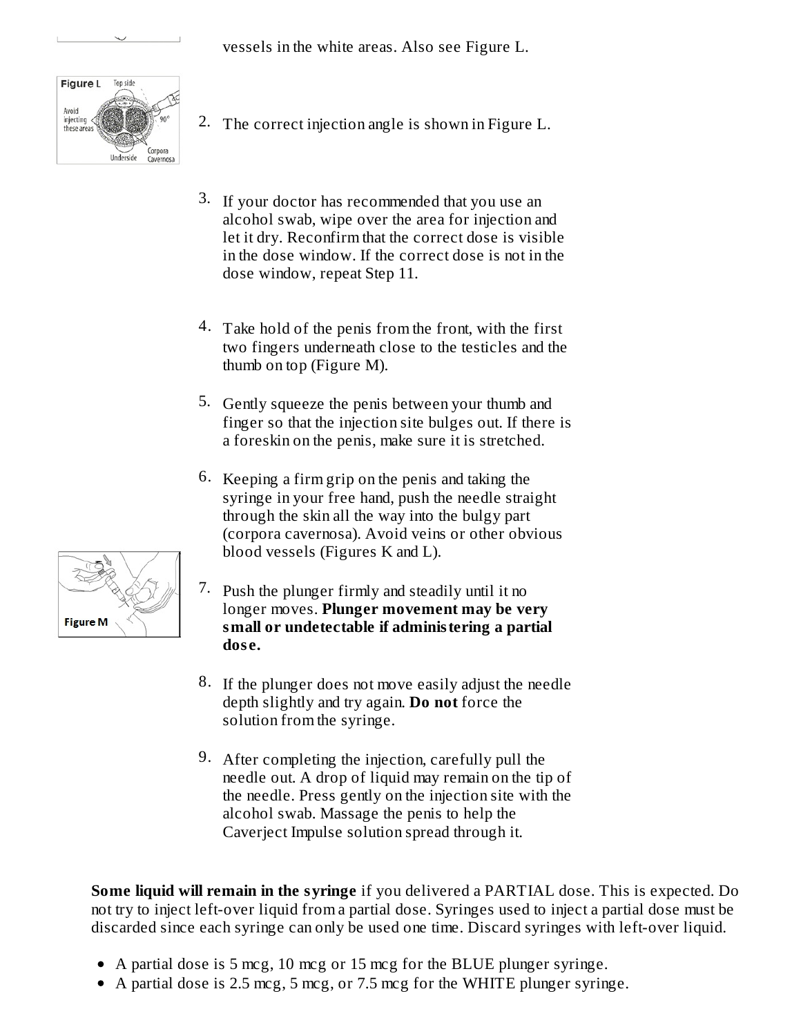vessels in the white areas. Also see Figure L.

2. The correct injection angle is shown in Figure L.

3. If your doctor has recommended that you use an alcohol swab, wipe over the area for injection and let it dry. Reconfirm that the correct dose is visible in the dose window. If the correct dose is not in the dose window, repeat Step 11.

4. Take hold of the penis from the front, with the first two fingers underneath close to the testicles and the thumb on top (Figure M).

5. Gently squeeze the penis between your thumb and finger so that the injection site bulges out. If there is a foreskin on the penis, make sure it is stretched.

6. Keeping a firm grip on the penis and taking the syringe in your free hand, push the needle straight through the skin all the way into the bulgy part (corpora cavernosa). Avoid veins or other obvious blood vessels (Figures K and L).

7. Push the plunger firmly and steadily until it no longer moves. **Plunger movement may be very small or undetectable if administering a partial dose.**

8. If the plunger does not move easily adjust the needle depth slightly and try again. **Do not** force the solution from the syringe.

9. After completing the injection, carefully pull the needle out. A drop of liquid may remain on the tip of the needle. Press gently on the injection site with the alcohol swab. Massage the penis to help the Caverject Impulse solution spread through it.

**Some liquid will remain in the syringe** if you delivered a PARTIAL dose. This is expected. Do not try to inject left-over liquid from a partial dose. Syringes used to inject a partial dose must be discarded since each syringe can only be used one time. Discard syringes with left-over liquid.

- A partial dose is 5 mcg, 10 mcg or 15 mcg for the BLUE plunger syringe.
- A partial dose is 2.5 mcg, 5 mcg, or 7.5 mcg for the WHITE plunger syringe.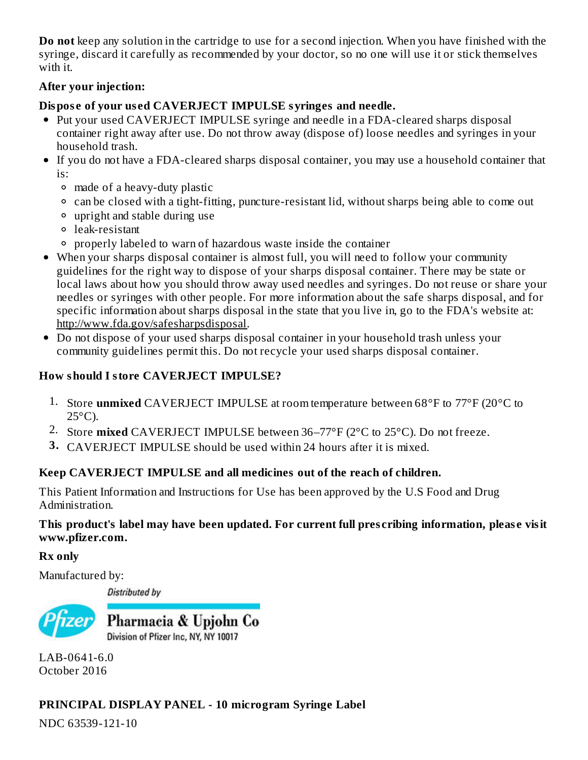**Do not** keep any solution in the cartridge to use for a second injection. When you have finished with the syringe, discard it carefully as recommended by your doctor, so no one will use it or stick themselves with it.

**After your injection:**

**Dispose of your used CAVERJECT IMPULSE syringes and needle.**

- Put your used CAVERJECT IMPULSE syringe and needle in a FDA-cleared sharps disposal container right away after use. Do not throw away (dispose of) loose needles and syringes in your household trash.
- If you do not have a FDA-cleared sharps disposal container, you may use a household container that is:
  - made of a heavy-duty plastic
  - can be closed with a tight-fitting, puncture-resistant lid, without sharps being able to come out
  - upright and stable during use
  - leak-resistant
  - properly labeled to warn of hazardous waste inside the container
- When your sharps disposal container is almost full, you will need to follow your community guidelines for the right way to dispose of your sharps disposal container. There may be state or local laws about how you should throw away used needles and syringes. Do not reuse or share your needles or syringes with other people. For more information about the safe sharps disposal, and for specific information about sharps disposal in the state that you live in, go to the FDA's website at: http://www.fda.gov/safesharpsdisposal.
- Do not dispose of your used sharps disposal container in your household trash unless your community guidelines permit this. Do not recycle your used sharps disposal container.

**How should I store CAVERJECT IMPULSE?**

1. Store **unmixed** CAVERJECT IMPULSE at room temperature between 68°F to 77°F (20°C to 25°C).
2. Store **mixed** CAVERJECT IMPULSE between 36–77°F (2°C to 25°C). Do not freeze.
3. CAVERJECT IMPULSE should be used within 24 hours after it is mixed.

**Keep CAVERJECT IMPULSE and all medicines out of the reach of children.**

This Patient Information and Instructions for Use has been approved by the U.S Food and Drug Administration.

**This product's label may have been updated. For current full prescribing information, please visit www.pfizer.com.**

**Rx only**

Manufactured by:

Distributed by

Pfizer

Pharmacia & Upjohn Co
Division of Pfizer Inc, NY, NY 10017

LAB-0641-6.0
October 2016

**PRINCIPAL DISPLAY PANEL - 10 microgram Syringe Label**

NDC 63539-121-10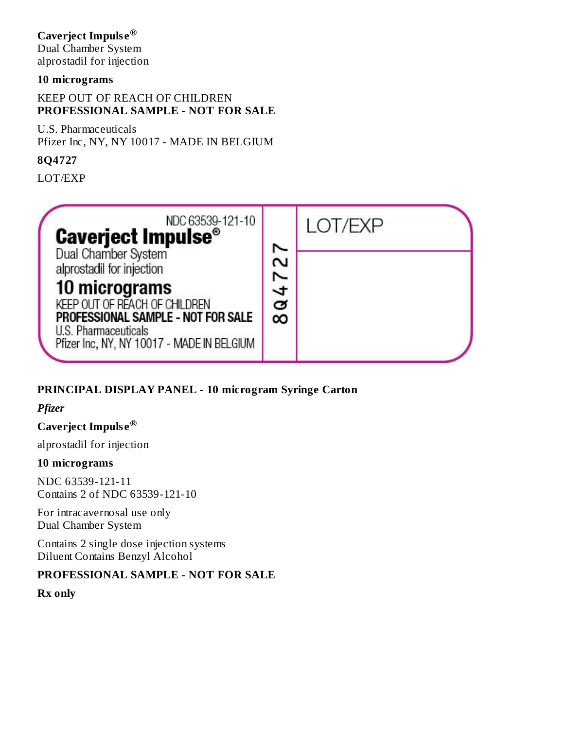**Caverject Impulse®**
Dual Chamber System
alprostadil for injection

**10 micrograms**

KEEP OUT OF REACH OF CHILDREN
**PROFESSIONAL SAMPLE - NOT FOR SALE**

U.S. Pharmaceuticals
Pfizer Inc, NY, NY 10017 - MADE IN BELGIUM

**8Q4727**

LOT/EXP

NDC 63539-121-10
**Caverject Impulse®**
Dual Chamber System
alprostadil for injection
**10 micrograms**
KEEP OUT OF REACH OF CHILDREN
**PROFESSIONAL SAMPLE - NOT FOR SALE**
U.S. Pharmaceuticals
Pfizer Inc, NY, NY 10017 - MADE IN BELGIUM

8Q4727

LOT/EXP

**PRINCIPAL DISPLAY PANEL - 10 microgram Syringe Carton**

***Pfizer***

**Caverject Impulse®**

alprostadil for injection

**10 micrograms**

NDC 63539-121-11
Contains 2 of NDC 63539-121-10

For intracavernosal use only
Dual Chamber System

Contains 2 single dose injection systems
Diluent Contains Benzyl Alcohol

**PROFESSIONAL SAMPLE - NOT FOR SALE**

**Rx only**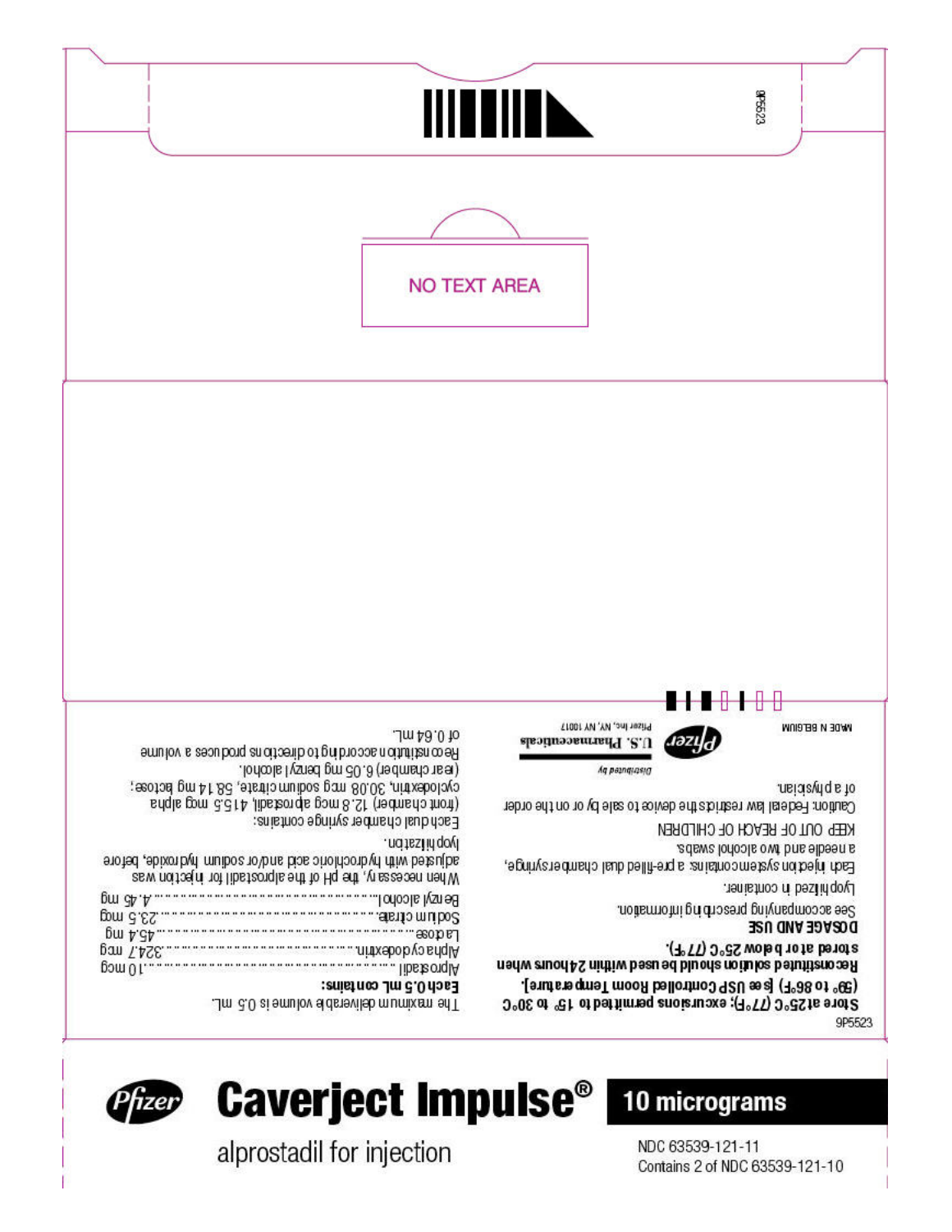9P5523

NO TEXT AREA

The maximum deliverable volume is 0.5 mL.

**Each 0.5 mL contains:**

| | |
|---|---|
| Alprostadil | 10 mcg |
| Alpha cyclodextrin | 324.7 mcg |
| Lactose | 45.4 mg |
| Sodium citrate | 23.5 mcg |
| Benzyl alcohol | 4.45 mg |

When necessary, the pH of the alprostadil for injection was adjusted with hydrochloric acid and/or sodium hydroxide, before lyophilization.

Each dual chamber syringe contains: (front chamber) 12.8 mcg alprostadil, 415.5 mcg alpha cyclodextrin, 30.08 mcg sodium citrate, 58.14 mg lactose; (rear chamber) 6.05 mg benzyl alcohol.

Reconstitution according to directions produces a volume of 0.64 mL.

9P5523

**Store at 25°C (77°F); excursions permitted to 15° to 30°C (59° to 86°F) [see USP Controlled Room Temperature].**

**Reconstituted solution should be used within 24 hours when stored at or below 25°C (77°F).**

**DOSAGE AND USE**

See accompanying prescribing information.

Lyophilized in container.

Each injection system contains: a pre-filled dual chamber syringe, a needle and two alcohol swabs.

KEEP OUT OF REACH OF CHILDREN

Caution: Federal law restricts the device to sale by or on the order of a physician.

Distributed by

Pfizer U.S. Pharmaceuticals

Pfizer Inc, NY, NY 10017

MADE IN BELGIUM

Pfizer

# Caverject Impulse®

**10 micrograms**

alprostadil for injection

NDC 63539-121-11

Contains 2 of NDC 63539-121-10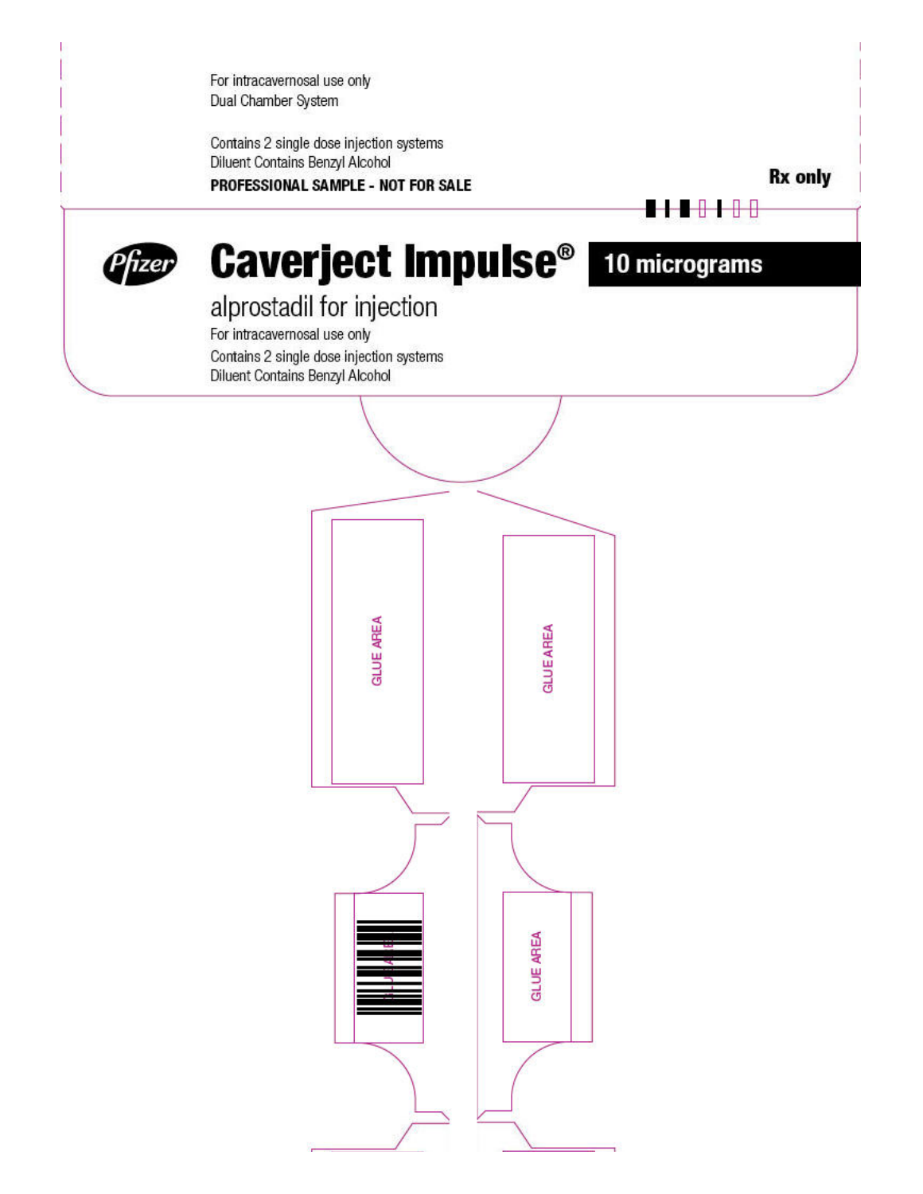For intracavernosal use only
Dual Chamber System

Contains 2 single dose injection systems
Diluent Contains Benzyl Alcohol
**PROFESSIONAL SAMPLE - NOT FOR SALE**

**Rx only**

Pfizer

# Caverject Impulse®

**10 micrograms**

alprostadil for injection
For intracavernosal use only
Contains 2 single dose injection systems
Diluent Contains Benzyl Alcohol

GLUE AREA

GLUE AREA

GLUE AREA

GLUE AREA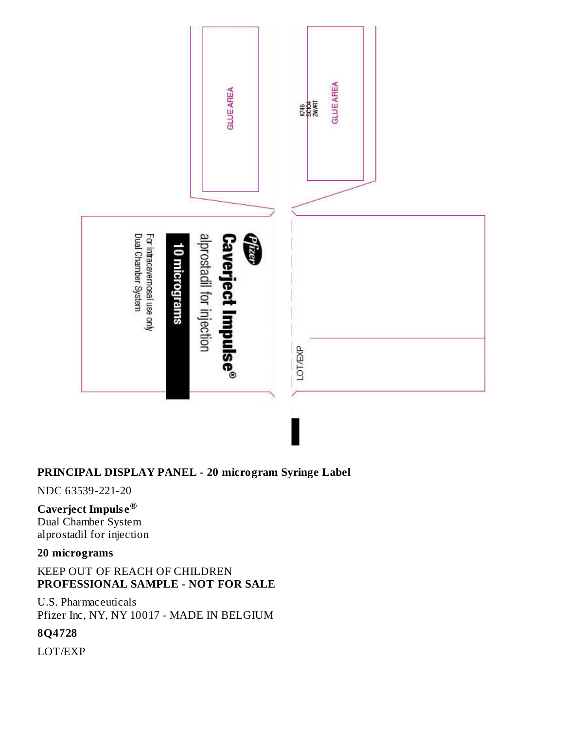GLUE AREA

K745
SC104
ZWART

GLUE AREA

Pfizer

**Caverject Impulse®**

alprostadil for injection

**10 micrograms**

For intracavernosal use only

Dual Chamber System

LOT/EXP

**PRINCIPAL DISPLAY PANEL - 20 microgram Syringe Label**

NDC 63539-221-20

**Caverject Impulse®**
Dual Chamber System
alprostadil for injection

**20 micrograms**

KEEP OUT OF REACH OF CHILDREN
**PROFESSIONAL SAMPLE - NOT FOR SALE**

U.S. Pharmaceuticals
Pfizer Inc, NY, NY 10017 - MADE IN BELGIUM

**8Q4728**

LOT/EXP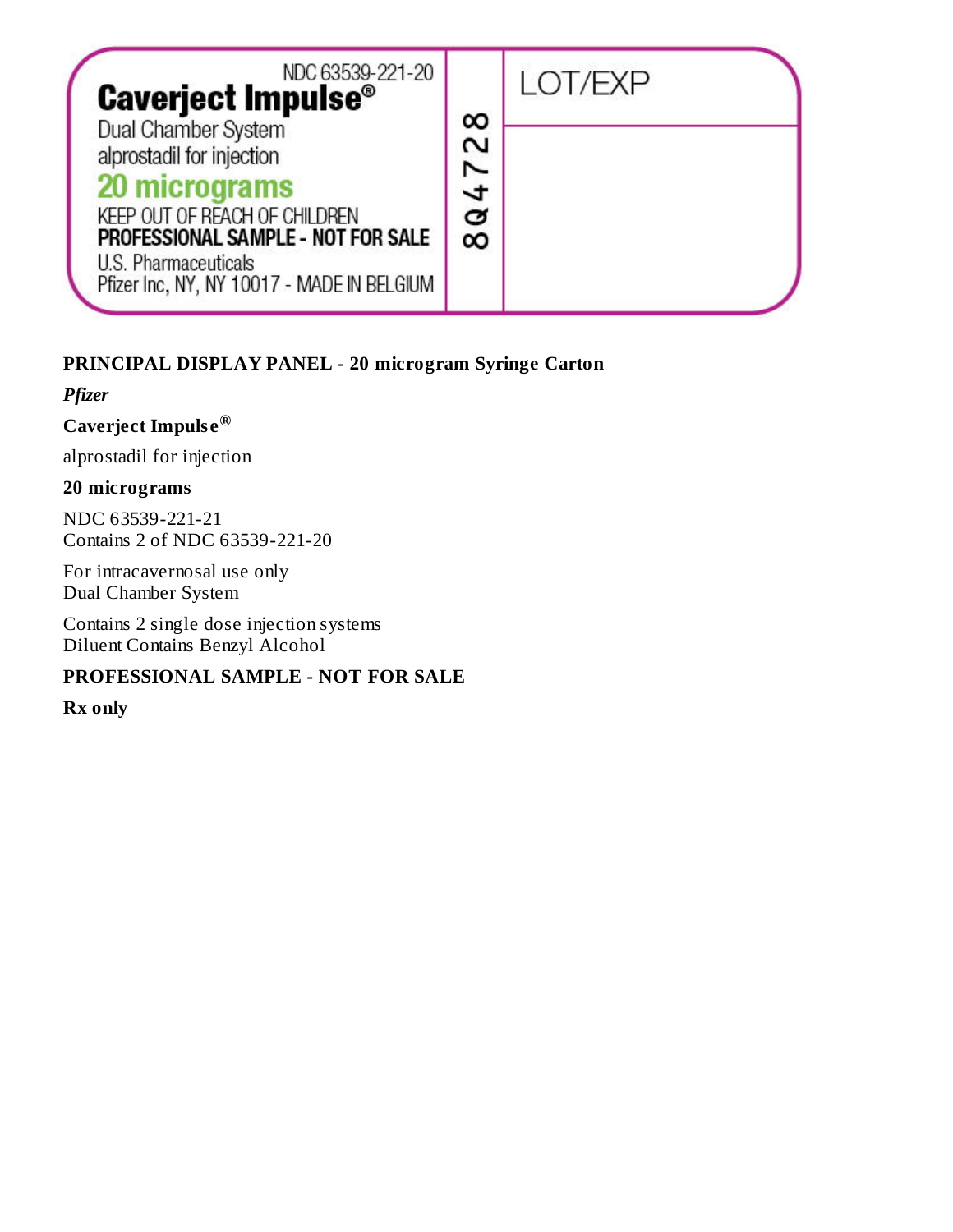NDC 63539-221-20

**Caverject Impulse®**

Dual Chamber System

alprostadil for injection

**20 micrograms**

KEEP OUT OF REACH OF CHILDREN

**PROFESSIONAL SAMPLE - NOT FOR SALE**

U.S. Pharmaceuticals

Pfizer Inc, NY, NY 10017 - MADE IN BELGIUM

8Q4728

LOT/EXP

**PRINCIPAL DISPLAY PANEL - 20 microgram Syringe Carton**

***Pfizer***

**Caverject Impulse®**

alprostadil for injection

**20 micrograms**

NDC 63539-221-21
Contains 2 of NDC 63539-221-20

For intracavernosal use only
Dual Chamber System

Contains 2 single dose injection systems
Diluent Contains Benzyl Alcohol

**PROFESSIONAL SAMPLE - NOT FOR SALE**

**Rx only**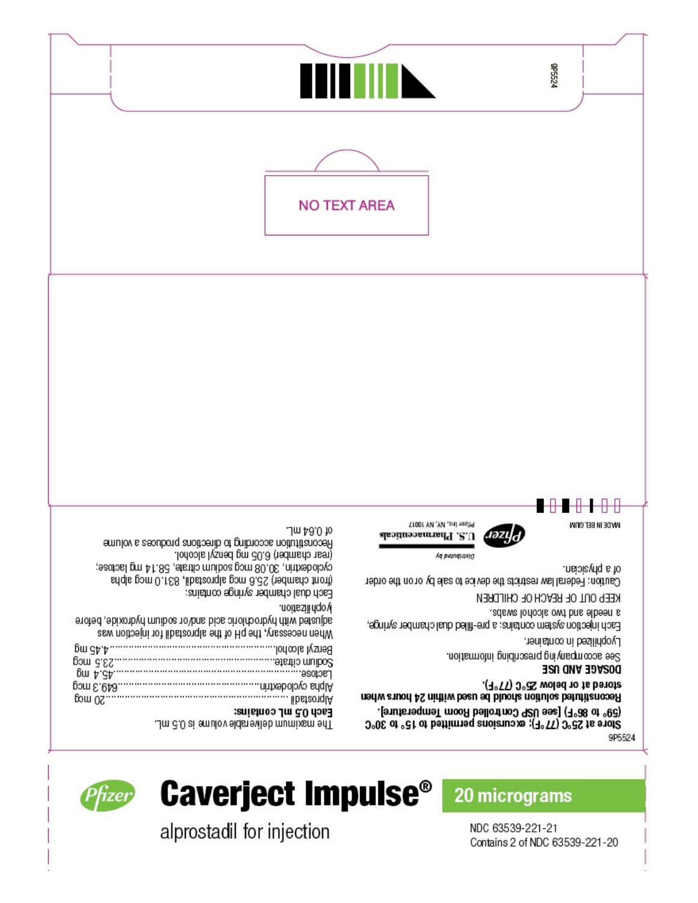9P5524

NO TEXT AREA

The maximum deliverable volume is 0.5 mL.

**Each 0.5 mL contains:**

| | |
|---|---|
| Alprostadil | 20 mcg |
| Alpha cyclodextrin | 649.3 mcg |
| Lactose | 45.4 mg |
| Sodium citrate | 23.5 mcg |
| Benzyl alcohol | 4.45 mg |

When necessary, the pH of the alprostadil for injection was adjusted with hydrochloric acid and/or sodium hydroxide, before lyophilization.

Each dual chamber syringe contains:
(front chamber) 25.6 mcg alprostadil, 831.0 mcg alpha cyclodextrin, 30.08 mcg sodium citrate, 58.14 mg lactose; (rear chamber) 6.05 mg benzyl alcohol.
Reconstitution according to directions produces a volume of 0.64 mL.

9P5524

**Store at 25°C (77°F); excursions permitted to 15° to 30°C (59° to 86°F) [see USP Controlled Room Temperature].**
**Reconstituted solution should be used within 24 hours when stored at or below 25°C (77°F).**

**DOSAGE AND USE**
See accompanying prescribing information.

Lyophilized in container.

Each injection system contains: a pre-filled dual chamber syringe, a needle and two alcohol swabs.

KEEP OUT OF REACH OF CHILDREN

Caution: Federal law restricts the device to sale by or on the order of a physician.

MADE IN BELGIUM

*Distributed by*
Pfizer
U.S. Pharmaceuticals
Pfizer Inc, NY, NY 10017

Pfizer

# Caverject Impulse®

alprostadil for injection

**20 micrograms**

NDC 63539-221-21
Contains 2 of NDC 63539-221-20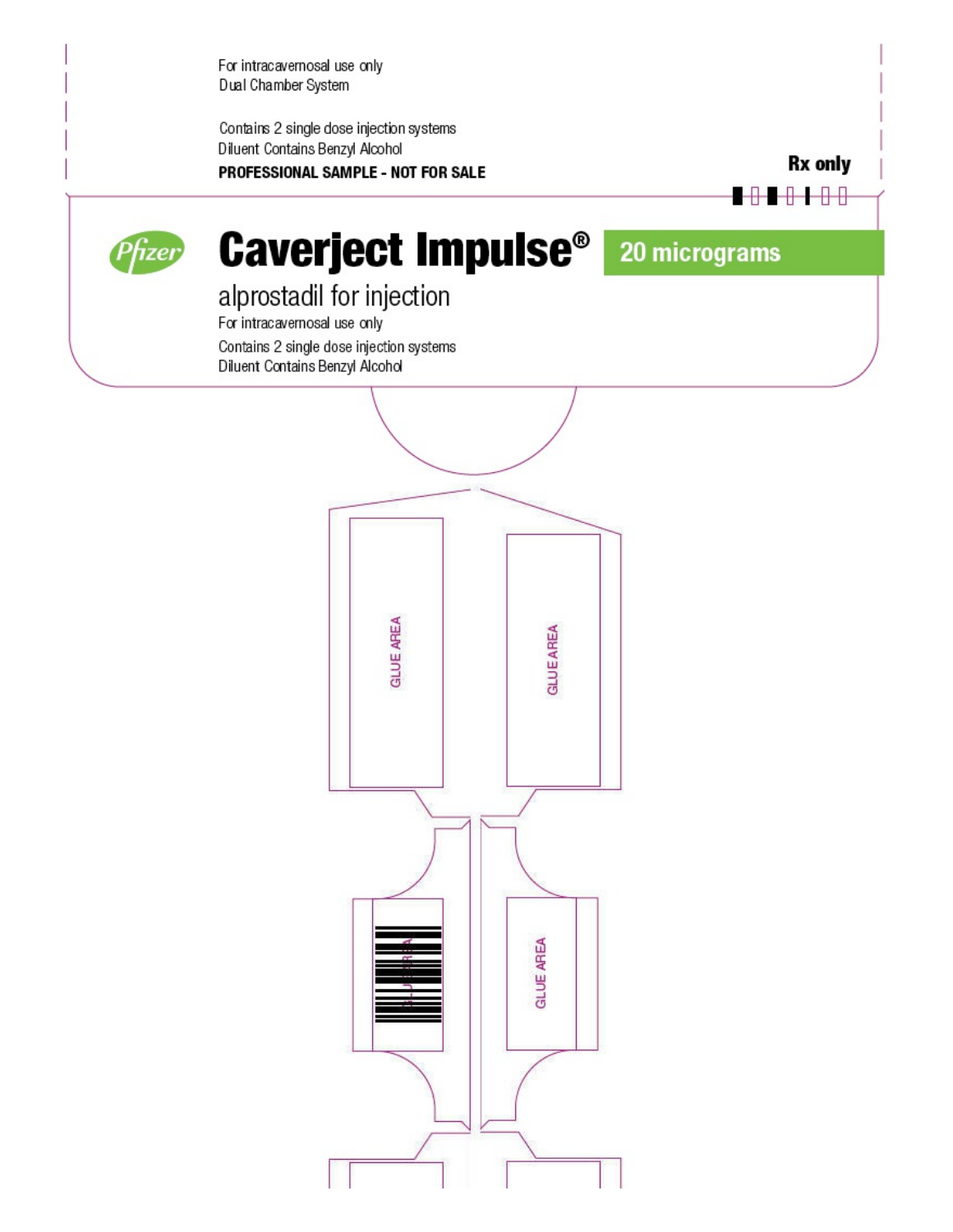For intracavernosal use only
Dual Chamber System

Contains 2 single dose injection systems
Diluent Contains Benzyl Alcohol

**PROFESSIONAL SAMPLE - NOT FOR SALE**

**Rx only**

Pfizer

# Caverject Impulse®

**20 micrograms**

alprostadil for injection

For intracavernosal use only

Contains 2 single dose injection systems
Diluent Contains Benzyl Alcohol

GLUE AREA

GLUE AREA

GLUE AREA

GLUE AREA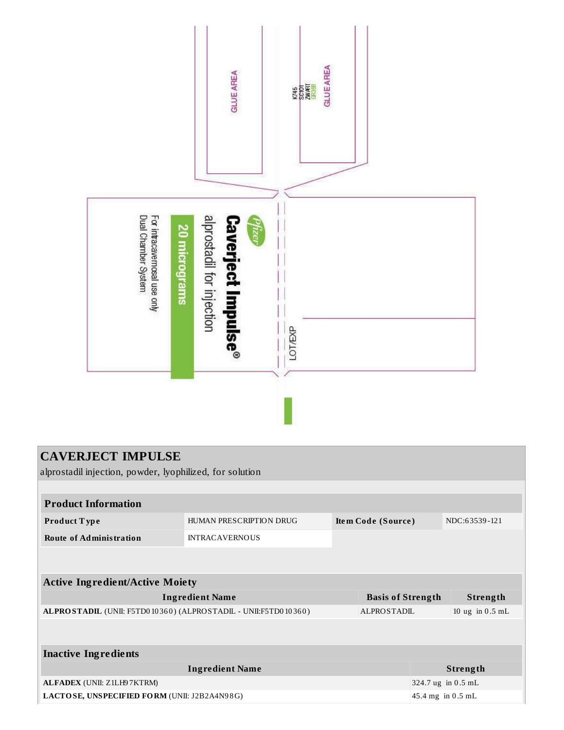GLUE AREA

K745
SC101
ZWART
GR388

GLUE AREA

Pfizer

**Caverject Impulse®**

alprostadil for injection

**20 micrograms**

For intracavernosal use only

Dual Chamber System

LOT/EXP

## CAVERJECT IMPULSE

alprostadil injection, powder, lyophilized, for solution

| **Product Information** | | | |
|---|---|---|---|
| **Product Type** | HUMAN PRESCRIPTION DRUG | **Item Code (Source)** | NDC:63539-121 |
| **Route of Administration** | INTRACAVERNOUS | | |

| **Active Ingredient/Active Moiety** | | |
|---|---|---|
| **Ingredient Name** | **Basis of Strength** | **Strength** |
| **ALPROSTADIL** (UNII: F5TD010360) (ALPROSTADIL - UNII:F5TD010360) | ALPROSTADIL | 10 ug in 0.5 mL |

| **Inactive Ingredients** | |
|---|---|
| **Ingredient Name** | **Strength** |
| **ALFADEX** (UNII: Z1LH97KTRM) | 324.7 ug in 0.5 mL |
| **LACTOSE, UNSPECIFIED FORM** (UNII: J2B2A4N98G) | 45.4 mg in 0.5 mL |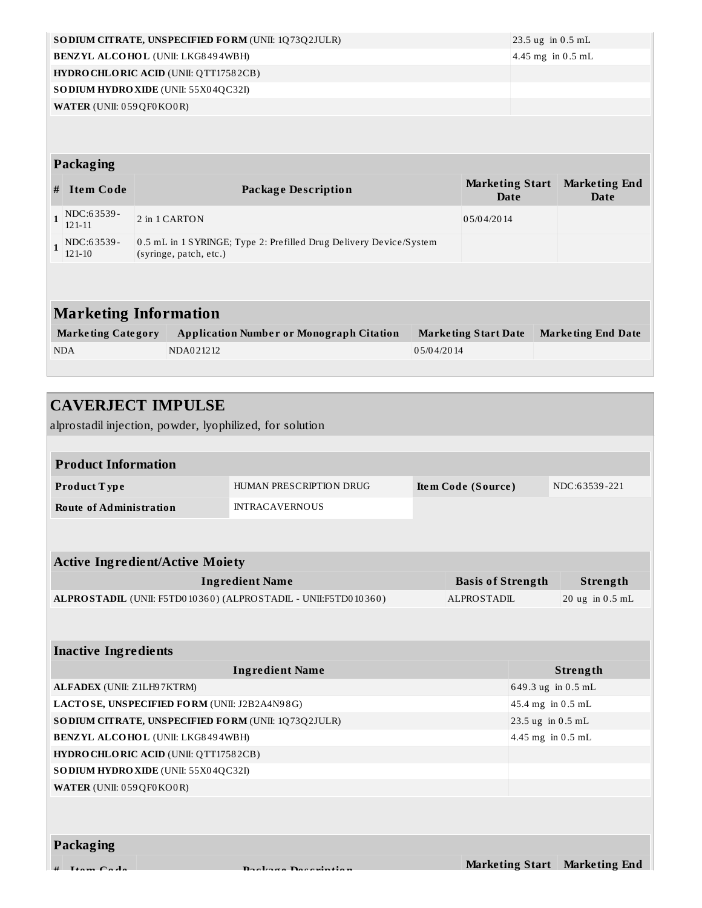| Ingredient Name | Strength |
|---|---|
| **SODIUM CITRATE, UNSPECIFIED FORM** (UNII: 1Q73Q2JULR) | 23.5 ug in 0.5 mL |
| **BENZYL ALCOHOL** (UNII: LKG8494WBH) | 4.45 mg in 0.5 mL |
| **HYDROCHLORIC ACID** (UNII: QTT17582CB) | |
| **SODIUM HYDROXIDE** (UNII: 55X04QC32I) | |
| **WATER** (UNII: 059QF0KO0R) | |

### Packaging

| # | Item Code | Package Description | Marketing Start Date | Marketing End Date |
|---|---|---|---|---|
| 1 | NDC:63539-121-11 | 2 in 1 CARTON | 05/04/2014 | |
| 1 | NDC:63539-121-10 | 0.5 mL in 1 SYRINGE; Type 2: Prefilled Drug Delivery Device/System (syringe, patch, etc.) | | |

## Marketing Information

| Marketing Category | Application Number or Monograph Citation | Marketing Start Date | Marketing End Date |
|---|---|---|---|
| NDA | NDA021212 | 05/04/2014 | |

## CAVERJECT IMPULSE

alprostadil injection, powder, lyophilized, for solution

### Product Information

| | | | |
|---|---|---|---|
| **Product Type** | HUMAN PRESCRIPTION DRUG | **Item Code (Source)** | NDC:63539-221 |
| **Route of Administration** | INTRACAVERNOUS | | |

### Active Ingredient/Active Moiety

| Ingredient Name | Basis of Strength | Strength |
|---|---|---|
| **ALPROSTADIL** (UNII: F5TD010360) (ALPROSTADIL - UNII:F5TD010360) | ALPROSTADIL | 20 ug in 0.5 mL |

### Inactive Ingredients

| Ingredient Name | Strength |
|---|---|
| **ALFADEX** (UNII: Z1LH97KTRM) | 649.3 ug in 0.5 mL |
| **LACTOSE, UNSPECIFIED FORM** (UNII: J2B2A4N98G) | 45.4 mg in 0.5 mL |
| **SODIUM CITRATE, UNSPECIFIED FORM** (UNII: 1Q73Q2JULR) | 23.5 ug in 0.5 mL |
| **BENZYL ALCOHOL** (UNII: LKG8494WBH) | 4.45 mg in 0.5 mL |
| **HYDROCHLORIC ACID** (UNII: QTT17582CB) | |
| **SODIUM HYDROXIDE** (UNII: 55X04QC32I) | |
| **WATER** (UNII: 059QF0KO0R) | |

### Packaging

| # | Item Code | Package Description | Marketing Start Date | Marketing End Date |
|---|---|---|---|---|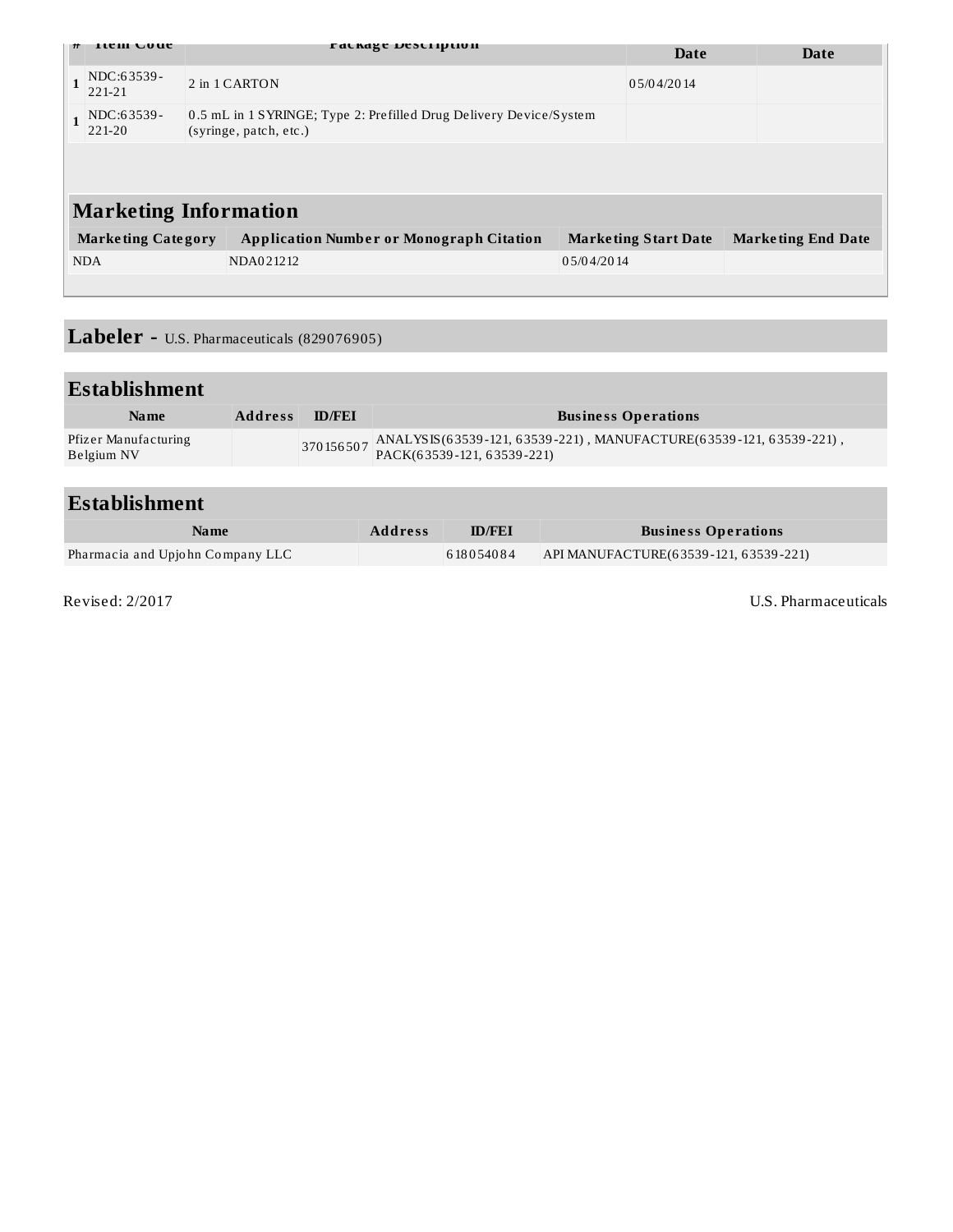| # | Item Code | Package Description | Marketing Start Date | Marketing End Date |
|---|---|---|---|---|
| 1 | NDC:63539-221-21 | 2 in 1 CARTON | 05/04/2014 | |
| 1 | NDC:63539-221-20 | 0.5 mL in 1 SYRINGE; Type 2: Prefilled Drug Delivery Device/System (syringe, patch, etc.) | | |

## Marketing Information

| Marketing Category | Application Number or Monograph Citation | Marketing Start Date | Marketing End Date |
|---|---|---|---|
| NDA | NDA021212 | 05/04/2014 | |

## Labeler - U.S. Pharmaceuticals (829076905)

## Establishment

| Name | Address | ID/FEI | Business Operations |
|---|---|---|---|
| Pfizer Manufacturing Belgium NV | | 370156507 | ANALYSIS(63539-121, 63539-221) , MANUFACTURE(63539-121, 63539-221) , PACK(63539-121, 63539-221) |

## Establishment

| Name | Address | ID/FEI | Business Operations |
|---|---|---|---|
| Pharmacia and Upjohn Company LLC | | 618054084 | API MANUFACTURE(63539-121, 63539-221) |

Revised: 2/2017

U.S. Pharmaceuticals